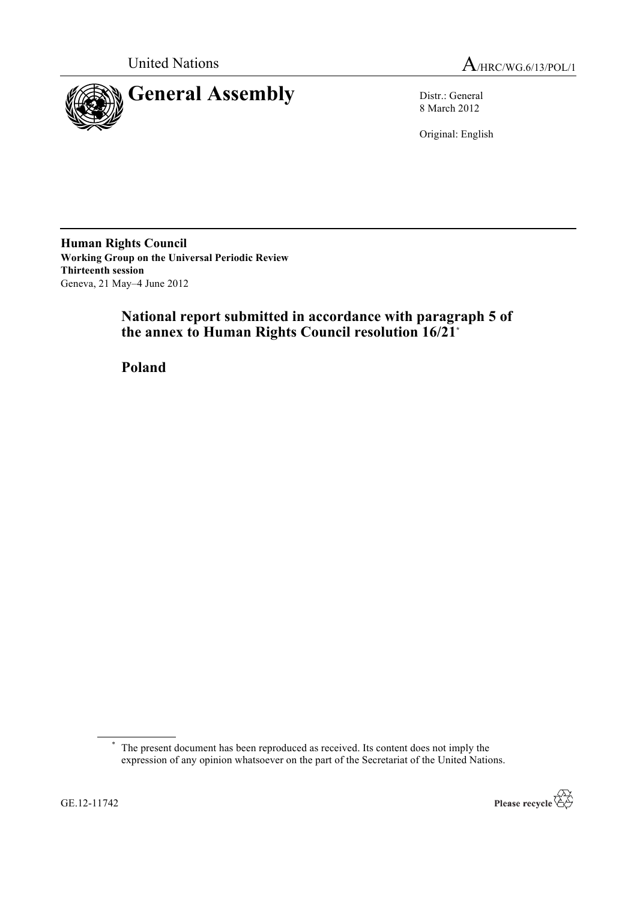United Nations

A/HRC/WG.6/13/POL/1

# General Assembly

Distr.: General
8 March 2012

Original: English

**Human Rights Council**
**Working Group on the Universal Periodic Review**
**Thirteenth session**
Geneva, 21 May–4 June 2012

## National report submitted in accordance with paragraph 5 of the annex to Human Rights Council resolution 16/21*

## Poland

* The present document has been reproduced as received. Its content does not imply the expression of any opinion whatsoever on the part of the Secretariat of the United Nations.

GE.12-11742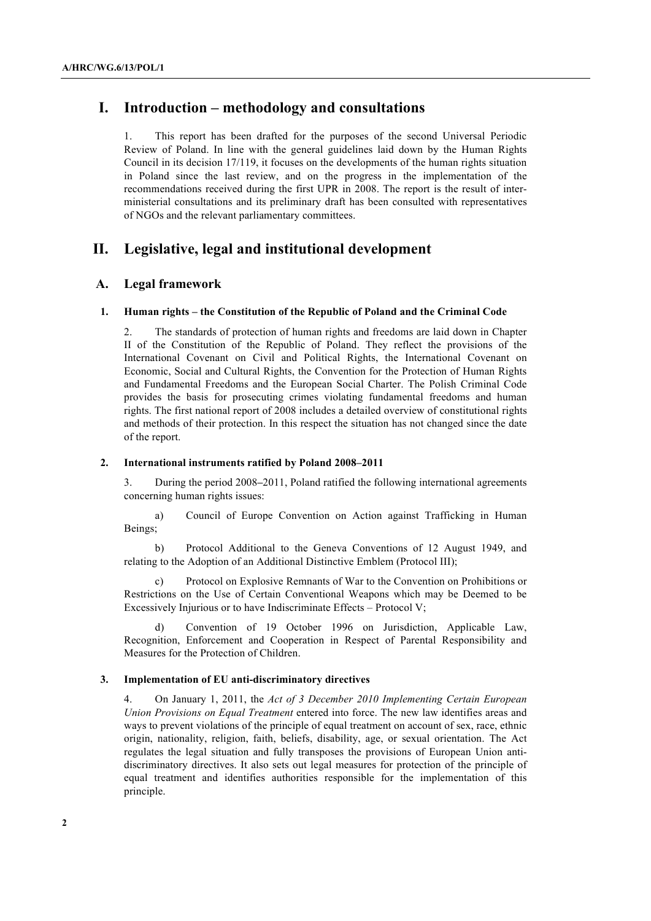# I. Introduction – methodology and consultations

1. This report has been drafted for the purposes of the second Universal Periodic Review of Poland. In line with the general guidelines laid down by the Human Rights Council in its decision 17/119, it focuses on the developments of the human rights situation in Poland since the last review, and on the progress in the implementation of the recommendations received during the first UPR in 2008. The report is the result of inter-ministerial consultations and its preliminary draft has been consulted with representatives of NGOs and the relevant parliamentary committees.

# II. Legislative, legal and institutional development

## A. Legal framework

### 1. Human rights – the Constitution of the Republic of Poland and the Criminal Code

2. The standards of protection of human rights and freedoms are laid down in Chapter II of the Constitution of the Republic of Poland. They reflect the provisions of the International Covenant on Civil and Political Rights, the International Covenant on Economic, Social and Cultural Rights, the Convention for the Protection of Human Rights and Fundamental Freedoms and the European Social Charter. The Polish Criminal Code provides the basis for prosecuting crimes violating fundamental freedoms and human rights. The first national report of 2008 includes a detailed overview of constitutional rights and methods of their protection. In this respect the situation has not changed since the date of the report.

### 2. International instruments ratified by Poland 2008–2011

3. During the period 2008–2011, Poland ratified the following international agreements concerning human rights issues:

a) Council of Europe Convention on Action against Trafficking in Human Beings;

b) Protocol Additional to the Geneva Conventions of 12 August 1949, and relating to the Adoption of an Additional Distinctive Emblem (Protocol III);

c) Protocol on Explosive Remnants of War to the Convention on Prohibitions or Restrictions on the Use of Certain Conventional Weapons which may be Deemed to be Excessively Injurious or to have Indiscriminate Effects – Protocol V;

d) Convention of 19 October 1996 on Jurisdiction, Applicable Law, Recognition, Enforcement and Cooperation in Respect of Parental Responsibility and Measures for the Protection of Children.

### 3. Implementation of EU anti-discriminatory directives

4. On January 1, 2011, the *Act of 3 December 2010 Implementing Certain European Union Provisions on Equal Treatment* entered into force. The new law identifies areas and ways to prevent violations of the principle of equal treatment on account of sex, race, ethnic origin, nationality, religion, faith, beliefs, disability, age, or sexual orientation. The Act regulates the legal situation and fully transposes the provisions of European Union anti-discriminatory directives. It also sets out legal measures for protection of the principle of equal treatment and identifies authorities responsible for the implementation of this principle.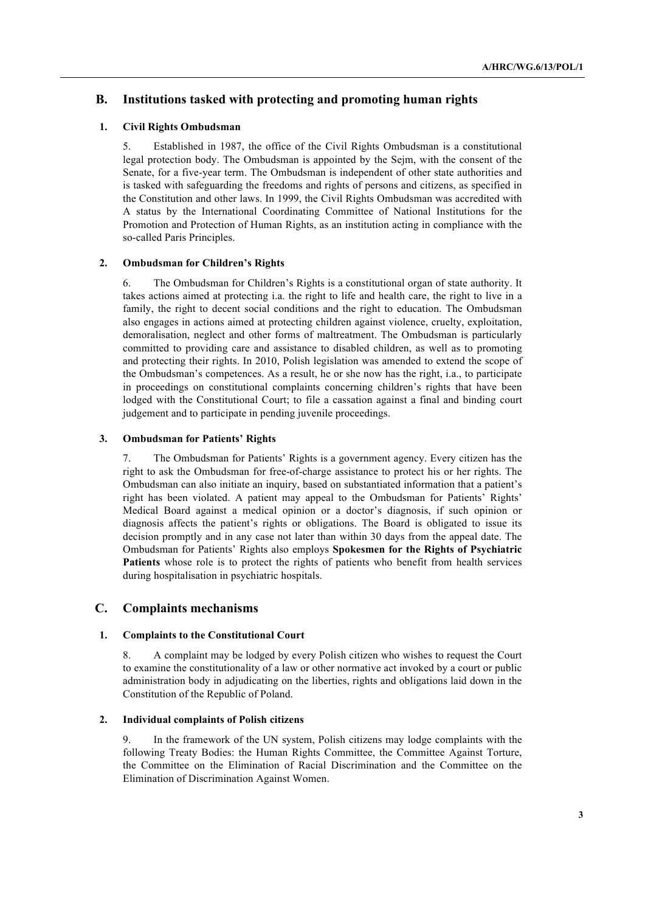## B. Institutions tasked with protecting and promoting human rights

### 1. Civil Rights Ombudsman

5. Established in 1987, the office of the Civil Rights Ombudsman is a constitutional legal protection body. The Ombudsman is appointed by the Sejm, with the consent of the Senate, for a five-year term. The Ombudsman is independent of other state authorities and is tasked with safeguarding the freedoms and rights of persons and citizens, as specified in the Constitution and other laws. In 1999, the Civil Rights Ombudsman was accredited with A status by the International Coordinating Committee of National Institutions for the Promotion and Protection of Human Rights, as an institution acting in compliance with the so-called Paris Principles.

### 2. Ombudsman for Children's Rights

6. The Ombudsman for Children's Rights is a constitutional organ of state authority. It takes actions aimed at protecting i.a. the right to life and health care, the right to live in a family, the right to decent social conditions and the right to education. The Ombudsman also engages in actions aimed at protecting children against violence, cruelty, exploitation, demoralisation, neglect and other forms of maltreatment. The Ombudsman is particularly committed to providing care and assistance to disabled children, as well as to promoting and protecting their rights. In 2010, Polish legislation was amended to extend the scope of the Ombudsman's competences. As a result, he or she now has the right, i.a., to participate in proceedings on constitutional complaints concerning children's rights that have been lodged with the Constitutional Court; to file a cassation against a final and binding court judgement and to participate in pending juvenile proceedings.

### 3. Ombudsman for Patients' Rights

7. The Ombudsman for Patients' Rights is a government agency. Every citizen has the right to ask the Ombudsman for free-of-charge assistance to protect his or her rights. The Ombudsman can also initiate an inquiry, based on substantiated information that a patient's right has been violated. A patient may appeal to the Ombudsman for Patients' Rights' Medical Board against a medical opinion or a doctor's diagnosis, if such opinion or diagnosis affects the patient's rights or obligations. The Board is obligated to issue its decision promptly and in any case not later than within 30 days from the appeal date. The Ombudsman for Patients' Rights also employs **Spokesmen for the Rights of Psychiatric Patients** whose role is to protect the rights of patients who benefit from health services during hospitalisation in psychiatric hospitals.

## C. Complaints mechanisms

### 1. Complaints to the Constitutional Court

8. A complaint may be lodged by every Polish citizen who wishes to request the Court to examine the constitutionality of a law or other normative act invoked by a court or public administration body in adjudicating on the liberties, rights and obligations laid down in the Constitution of the Republic of Poland.

### 2. Individual complaints of Polish citizens

9. In the framework of the UN system, Polish citizens may lodge complaints with the following Treaty Bodies: the Human Rights Committee, the Committee Against Torture, the Committee on the Elimination of Racial Discrimination and the Committee on the Elimination of Discrimination Against Women.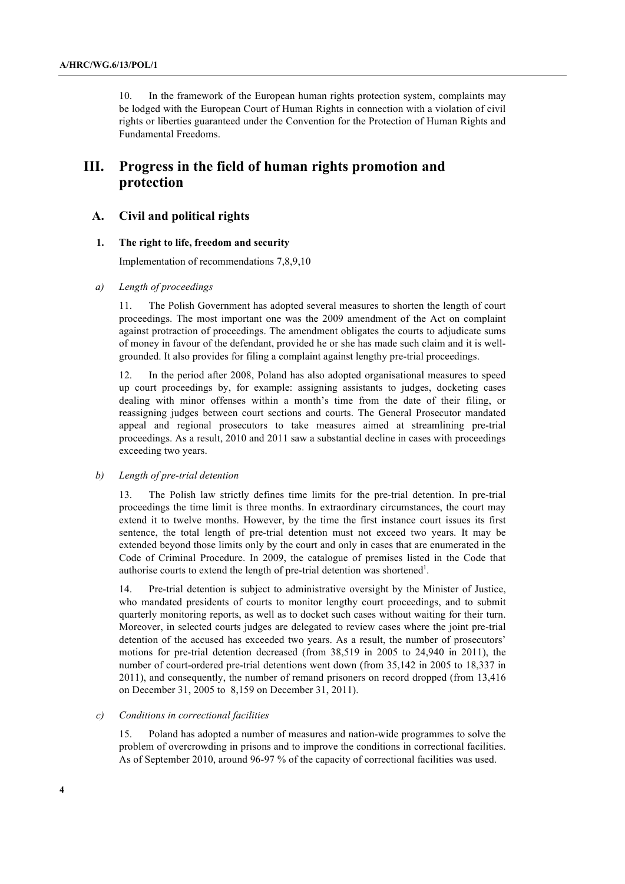10. In the framework of the European human rights protection system, complaints may be lodged with the European Court of Human Rights in connection with a violation of civil rights or liberties guaranteed under the Convention for the Protection of Human Rights and Fundamental Freedoms.

# III. Progress in the field of human rights promotion and protection

## A. Civil and political rights

### 1. The right to life, freedom and security

Implementation of recommendations 7,8,9,10

#### *a) Length of proceedings*

11. The Polish Government has adopted several measures to shorten the length of court proceedings. The most important one was the 2009 amendment of the Act on complaint against protraction of proceedings. The amendment obligates the courts to adjudicate sums of money in favour of the defendant, provided he or she has made such claim and it is well-grounded. It also provides for filing a complaint against lengthy pre-trial proceedings.

12. In the period after 2008, Poland has also adopted organisational measures to speed up court proceedings by, for example: assigning assistants to judges, docketing cases dealing with minor offenses within a month's time from the date of their filing, or reassigning judges between court sections and courts. The General Prosecutor mandated appeal and regional prosecutors to take measures aimed at streamlining pre-trial proceedings. As a result, 2010 and 2011 saw a substantial decline in cases with proceedings exceeding two years.

#### *b) Length of pre-trial detention*

13. The Polish law strictly defines time limits for the pre-trial detention. In pre-trial proceedings the time limit is three months. In extraordinary circumstances, the court may extend it to twelve months. However, by the time the first instance court issues its first sentence, the total length of pre-trial detention must not exceed two years. It may be extended beyond those limits only by the court and only in cases that are enumerated in the Code of Criminal Procedure. In 2009, the catalogue of premises listed in the Code that authorise courts to extend the length of pre-trial detention was shortened[1].

14. Pre-trial detention is subject to administrative oversight by the Minister of Justice, who mandated presidents of courts to monitor lengthy court proceedings, and to submit quarterly monitoring reports, as well as to docket such cases without waiting for their turn. Moreover, in selected courts judges are delegated to review cases where the joint pre-trial detention of the accused has exceeded two years. As a result, the number of prosecutors' motions for pre-trial detention decreased (from 38,519 in 2005 to 24,940 in 2011), the number of court-ordered pre-trial detentions went down (from 35,142 in 2005 to 18,337 in 2011), and consequently, the number of remand prisoners on record dropped (from 13,416 on December 31, 2005 to 8,159 on December 31, 2011).

#### *c) Conditions in correctional facilities*

15. Poland has adopted a number of measures and nation-wide programmes to solve the problem of overcrowding in prisons and to improve the conditions in correctional facilities. As of September 2010, around 96-97 % of the capacity of correctional facilities was used.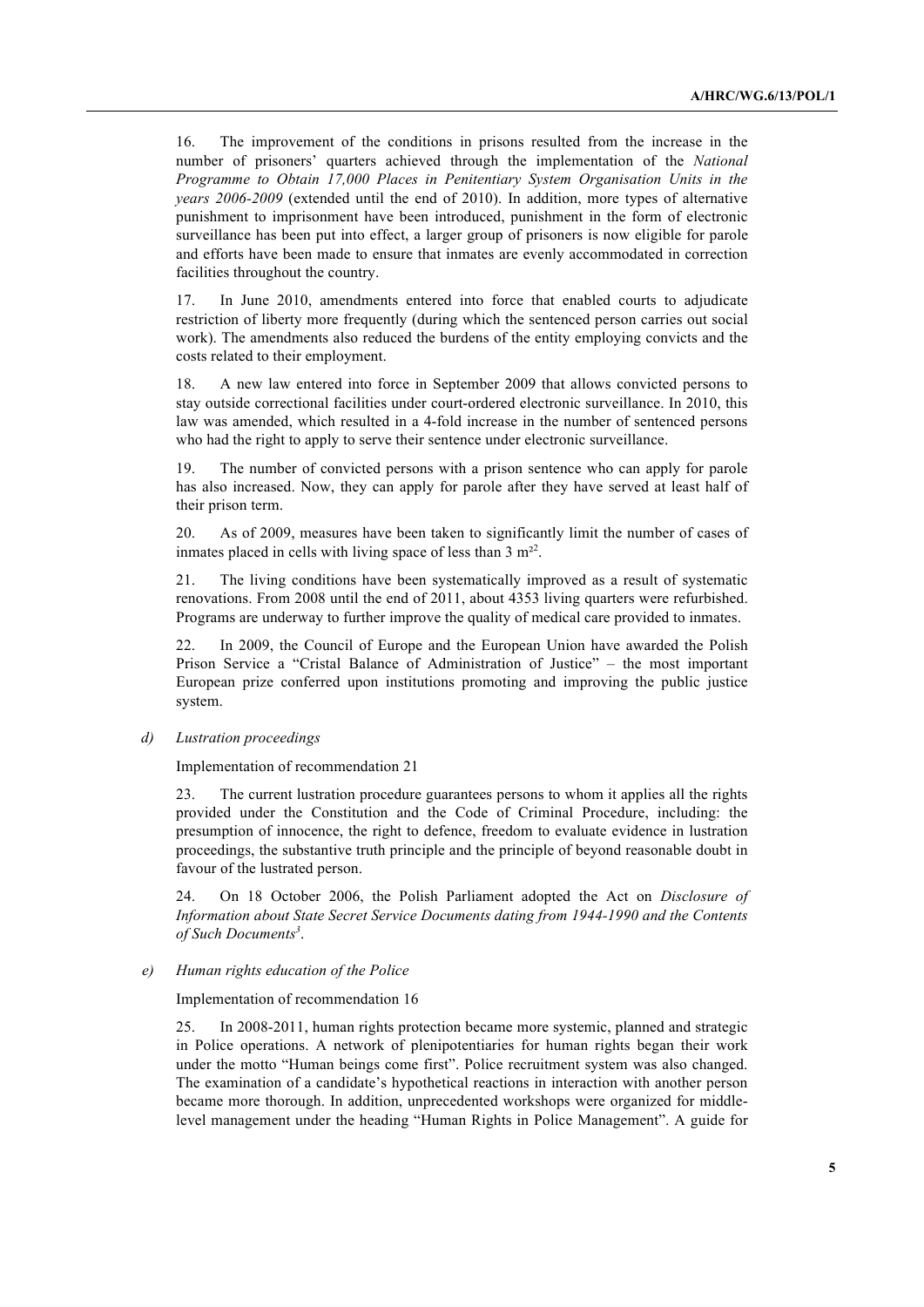16. The improvement of the conditions in prisons resulted from the increase in the number of prisoners' quarters achieved through the implementation of the *National Programme to Obtain 17,000 Places in Penitentiary System Organisation Units in the years 2006-2009* (extended until the end of 2010). In addition, more types of alternative punishment to imprisonment have been introduced, punishment in the form of electronic surveillance has been put into effect, a larger group of prisoners is now eligible for parole and efforts have been made to ensure that inmates are evenly accommodated in correction facilities throughout the country.

17. In June 2010, amendments entered into force that enabled courts to adjudicate restriction of liberty more frequently (during which the sentenced person carries out social work). The amendments also reduced the burdens of the entity employing convicts and the costs related to their employment.

18. A new law entered into force in September 2009 that allows convicted persons to stay outside correctional facilities under court-ordered electronic surveillance. In 2010, this law was amended, which resulted in a 4-fold increase in the number of sentenced persons who had the right to apply to serve their sentence under electronic surveillance.

19. The number of convicted persons with a prison sentence who can apply for parole has also increased. Now, they can apply for parole after they have served at least half of their prison term.

20. As of 2009, measures have been taken to significantly limit the number of cases of inmates placed in cells with living space of less than 3 m²[2].

21. The living conditions have been systematically improved as a result of systematic renovations. From 2008 until the end of 2011, about 4353 living quarters were refurbished. Programs are underway to further improve the quality of medical care provided to inmates.

22. In 2009, the Council of Europe and the European Union have awarded the Polish Prison Service a "Cristal Balance of Administration of Justice" – the most important European prize conferred upon institutions promoting and improving the public justice system.

*d) Lustration proceedings*

Implementation of recommendation 21

23. The current lustration procedure guarantees persons to whom it applies all the rights provided under the Constitution and the Code of Criminal Procedure, including: the presumption of innocence, the right to defence, freedom to evaluate evidence in lustration proceedings, the substantive truth principle and the principle of beyond reasonable doubt in favour of the lustrated person.

24. On 18 October 2006, the Polish Parliament adopted the Act on *Disclosure of Information about State Secret Service Documents dating from 1944-1990 and the Contents of Such Documents*[3].

*e) Human rights education of the Police*

Implementation of recommendation 16

25. In 2008-2011, human rights protection became more systemic, planned and strategic in Police operations. A network of plenipotentiaries for human rights began their work under the motto "Human beings come first". Police recruitment system was also changed. The examination of a candidate's hypothetical reactions in interaction with another person became more thorough. In addition, unprecedented workshops were organized for middle-level management under the heading "Human Rights in Police Management". A guide for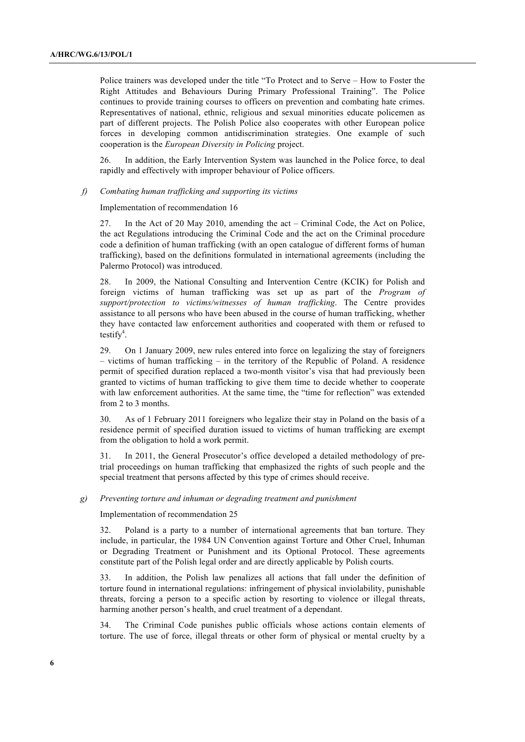Police trainers was developed under the title "To Protect and to Serve – How to Foster the Right Attitudes and Behaviours During Primary Professional Training". The Police continues to provide training courses to officers on prevention and combating hate crimes. Representatives of national, ethnic, religious and sexual minorities educate policemen as part of different projects. The Polish Police also cooperates with other European police forces in developing common antidiscrimination strategies. One example of such cooperation is the *European Diversity in Policing* project.

26. In addition, the Early Intervention System was launched in the Police force, to deal rapidly and effectively with improper behaviour of Police officers.

### *f) Combating human trafficking and supporting its victims*

Implementation of recommendation 16

27. In the Act of 20 May 2010, amending the act – Criminal Code, the Act on Police, the act Regulations introducing the Criminal Code and the act on the Criminal procedure code a definition of human trafficking (with an open catalogue of different forms of human trafficking), based on the definitions formulated in international agreements (including the Palermo Protocol) was introduced.

28. In 2009, the National Consulting and Intervention Centre (KCIK) for Polish and foreign victims of human trafficking was set up as part of the *Program of support/protection to victims/witnesses of human trafficking*. The Centre provides assistance to all persons who have been abused in the course of human trafficking, whether they have contacted law enforcement authorities and cooperated with them or refused to testify[4].

29. On 1 January 2009, new rules entered into force on legalizing the stay of foreigners – victims of human trafficking – in the territory of the Republic of Poland. A residence permit of specified duration replaced a two-month visitor's visa that had previously been granted to victims of human trafficking to give them time to decide whether to cooperate with law enforcement authorities. At the same time, the "time for reflection" was extended from 2 to 3 months.

30. As of 1 February 2011 foreigners who legalize their stay in Poland on the basis of a residence permit of specified duration issued to victims of human trafficking are exempt from the obligation to hold a work permit.

31. In 2011, the General Prosecutor's office developed a detailed methodology of pre-trial proceedings on human trafficking that emphasized the rights of such people and the special treatment that persons affected by this type of crimes should receive.

### *g) Preventing torture and inhuman or degrading treatment and punishment*

Implementation of recommendation 25

32. Poland is a party to a number of international agreements that ban torture. They include, in particular, the 1984 UN Convention against Torture and Other Cruel, Inhuman or Degrading Treatment or Punishment and its Optional Protocol. These agreements constitute part of the Polish legal order and are directly applicable by Polish courts.

33. In addition, the Polish law penalizes all actions that fall under the definition of torture found in international regulations: infringement of physical inviolability, punishable threats, forcing a person to a specific action by resorting to violence or illegal threats, harming another person's health, and cruel treatment of a dependant.

34. The Criminal Code punishes public officials whose actions contain elements of torture. The use of force, illegal threats or other form of physical or mental cruelty by a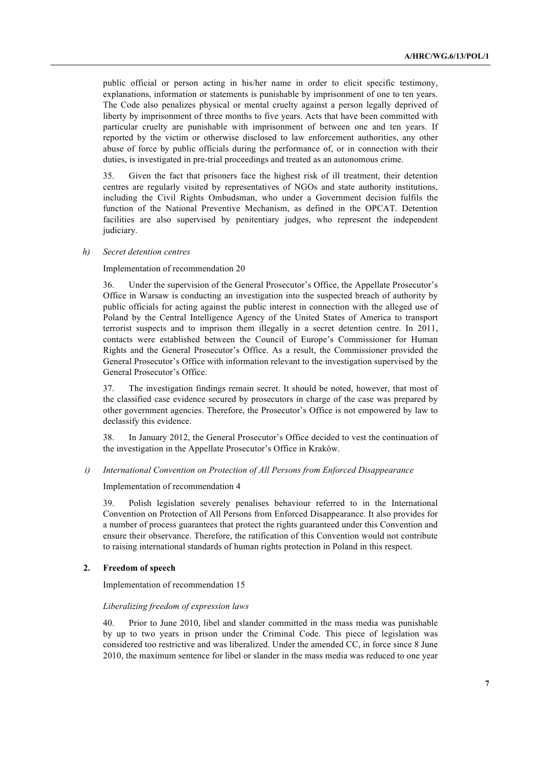public official or person acting in his/her name in order to elicit specific testimony, explanations, information or statements is punishable by imprisonment of one to ten years. The Code also penalizes physical or mental cruelty against a person legally deprived of liberty by imprisonment of three months to five years. Acts that have been committed with particular cruelty are punishable with imprisonment of between one and ten years. If reported by the victim or otherwise disclosed to law enforcement authorities, any other abuse of force by public officials during the performance of, or in connection with their duties, is investigated in pre-trial proceedings and treated as an autonomous crime.

35. Given the fact that prisoners face the highest risk of ill treatment, their detention centres are regularly visited by representatives of NGOs and state authority institutions, including the Civil Rights Ombudsman, who under a Government decision fulfils the function of the National Preventive Mechanism, as defined in the OPCAT. Detention facilities are also supervised by penitentiary judges, who represent the independent judiciary.

*h) Secret detention centres*

Implementation of recommendation 20

36. Under the supervision of the General Prosecutor's Office, the Appellate Prosecutor's Office in Warsaw is conducting an investigation into the suspected breach of authority by public officials for acting against the public interest in connection with the alleged use of Poland by the Central Intelligence Agency of the United States of America to transport terrorist suspects and to imprison them illegally in a secret detention centre. In 2011, contacts were established between the Council of Europe's Commissioner for Human Rights and the General Prosecutor's Office. As a result, the Commissioner provided the General Prosecutor's Office with information relevant to the investigation supervised by the General Prosecutor's Office.

37. The investigation findings remain secret. It should be noted, however, that most of the classified case evidence secured by prosecutors in charge of the case was prepared by other government agencies. Therefore, the Prosecutor's Office is not empowered by law to declassify this evidence.

38. In January 2012, the General Prosecutor's Office decided to vest the continuation of the investigation in the Appellate Prosecutor's Office in Kraków.

*i) International Convention on Protection of All Persons from Enforced Disappearance*

Implementation of recommendation 4

39. Polish legislation severely penalises behaviour referred to in the International Convention on Protection of All Persons from Enforced Disappearance. It also provides for a number of process guarantees that protect the rights guaranteed under this Convention and ensure their observance. Therefore, the ratification of this Convention would not contribute to raising international standards of human rights protection in Poland in this respect.

### 2. Freedom of speech

Implementation of recommendation 15

*Liberalizing freedom of expression laws*

40. Prior to June 2010, libel and slander committed in the mass media was punishable by up to two years in prison under the Criminal Code. This piece of legislation was considered too restrictive and was liberalized. Under the amended CC, in force since 8 June 2010, the maximum sentence for libel or slander in the mass media was reduced to one year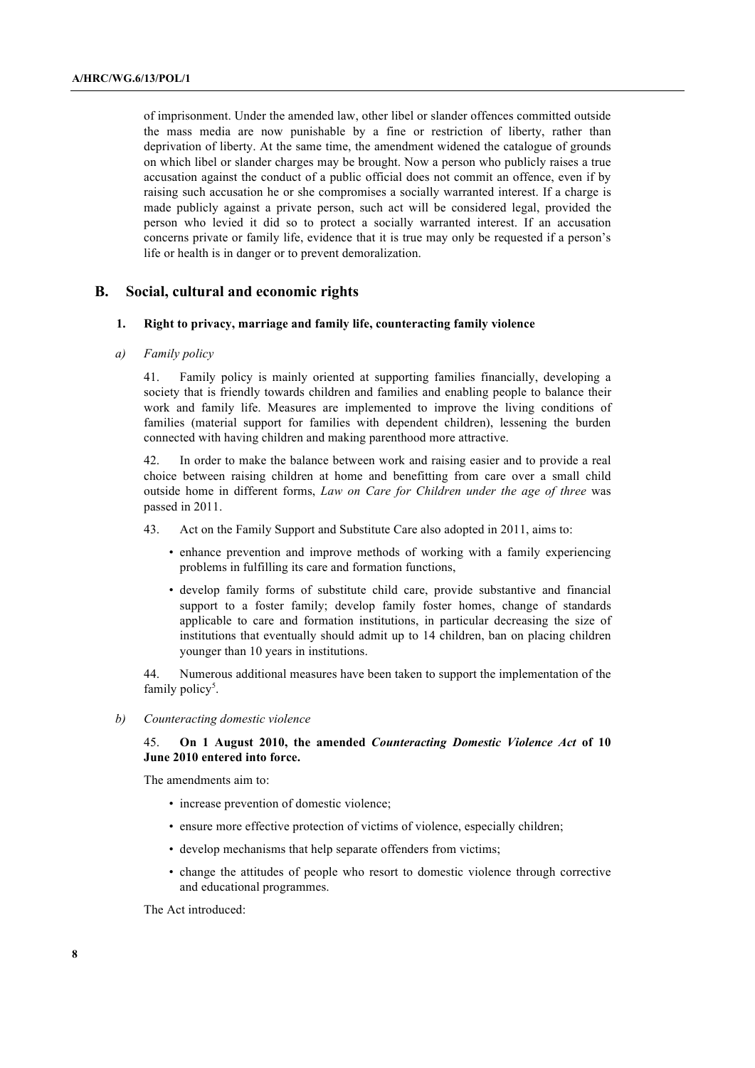of imprisonment. Under the amended law, other libel or slander offences committed outside the mass media are now punishable by a fine or restriction of liberty, rather than deprivation of liberty. At the same time, the amendment widened the catalogue of grounds on which libel or slander charges may be brought. Now a person who publicly raises a true accusation against the conduct of a public official does not commit an offence, even if by raising such accusation he or she compromises a socially warranted interest. If a charge is made publicly against a private person, such act will be considered legal, provided the person who levied it did so to protect a socially warranted interest. If an accusation concerns private or family life, evidence that it is true may only be requested if a person's life or health is in danger or to prevent demoralization.

## B. Social, cultural and economic rights

### 1. Right to privacy, marriage and family life, counteracting family violence

#### *a) Family policy*

41. Family policy is mainly oriented at supporting families financially, developing a society that is friendly towards children and families and enabling people to balance their work and family life. Measures are implemented to improve the living conditions of families (material support for families with dependent children), lessening the burden connected with having children and making parenthood more attractive.

42. In order to make the balance between work and raising easier and to provide a real choice between raising children at home and benefitting from care over a small child outside home in different forms, *Law on Care for Children under the age of three* was passed in 2011.

43. Act on the Family Support and Substitute Care also adopted in 2011, aims to:

- enhance prevention and improve methods of working with a family experiencing problems in fulfilling its care and formation functions,
- develop family forms of substitute child care, provide substantive and financial support to a foster family; develop family foster homes, change of standards applicable to care and formation institutions, in particular decreasing the size of institutions that eventually should admit up to 14 children, ban on placing children younger than 10 years in institutions.

44. Numerous additional measures have been taken to support the implementation of the family policy[5].

#### *b) Counteracting domestic violence*

45. **On 1 August 2010, the amended *Counteracting Domestic Violence Act* of 10 June 2010 entered into force.**

The amendments aim to:

- increase prevention of domestic violence;
- ensure more effective protection of victims of violence, especially children;
- develop mechanisms that help separate offenders from victims;
- change the attitudes of people who resort to domestic violence through corrective and educational programmes.

The Act introduced: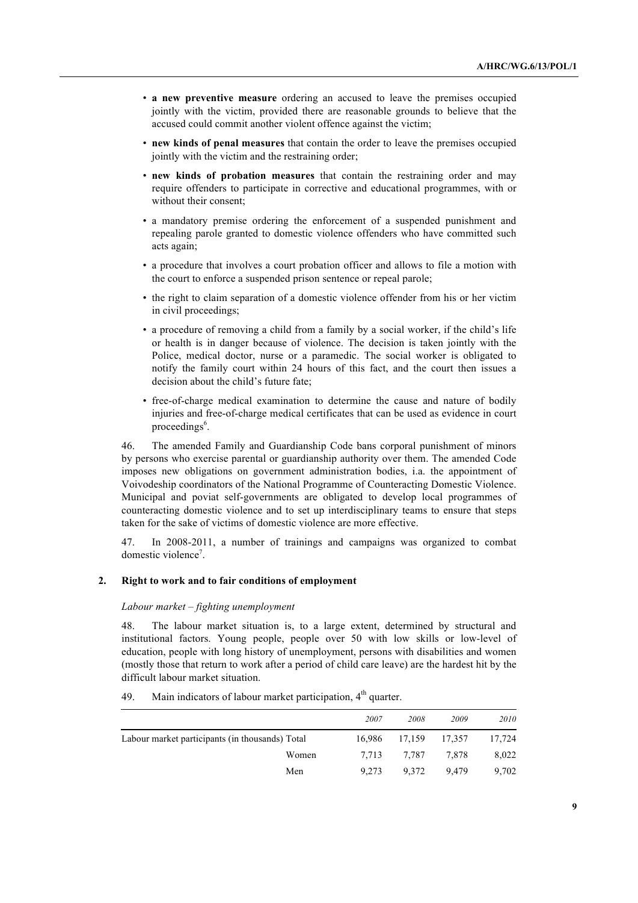- **a new preventive measure** ordering an accused to leave the premises occupied jointly with the victim, provided there are reasonable grounds to believe that the accused could commit another violent offence against the victim;
- **new kinds of penal measures** that contain the order to leave the premises occupied jointly with the victim and the restraining order;
- **new kinds of probation measures** that contain the restraining order and may require offenders to participate in corrective and educational programmes, with or without their consent;
- a mandatory premise ordering the enforcement of a suspended punishment and repealing parole granted to domestic violence offenders who have committed such acts again;
- a procedure that involves a court probation officer and allows to file a motion with the court to enforce a suspended prison sentence or repeal parole;
- the right to claim separation of a domestic violence offender from his or her victim in civil proceedings;
- a procedure of removing a child from a family by a social worker, if the child's life or health is in danger because of violence. The decision is taken jointly with the Police, medical doctor, nurse or a paramedic. The social worker is obligated to notify the family court within 24 hours of this fact, and the court then issues a decision about the child's future fate;
- free-of-charge medical examination to determine the cause and nature of bodily injuries and free-of-charge medical certificates that can be used as evidence in court proceedings[6].

46. The amended Family and Guardianship Code bans corporal punishment of minors by persons who exercise parental or guardianship authority over them. The amended Code imposes new obligations on government administration bodies, i.a. the appointment of Voivodeship coordinators of the National Programme of Counteracting Domestic Violence. Municipal and poviat self-governments are obligated to develop local programmes of counteracting domestic violence and to set up interdisciplinary teams to ensure that steps taken for the sake of victims of domestic violence are more effective.

47. In 2008-2011, a number of trainings and campaigns was organized to combat domestic violence[7].

## 2. Right to work and to fair conditions of employment

*Labour market – fighting unemployment*

48. The labour market situation is, to a large extent, determined by structural and institutional factors. Young people, people over 50 with low skills or low-level of education, people with long history of unemployment, persons with disabilities and women (mostly those that return to work after a period of child care leave) are the hardest hit by the difficult labour market situation.

49. Main indicators of labour market participation, 4th quarter.

| | | *2007* | *2008* | *2009* | *2010* |
|---|---|---|---|---|---|
| Labour market participants (in thousands) | Total | 16,986 | 17,159 | 17,357 | 17,724 |
| | Women | 7,713 | 7,787 | 7,878 | 8,022 |
| | Men | 9,273 | 9,372 | 9,479 | 9,702 |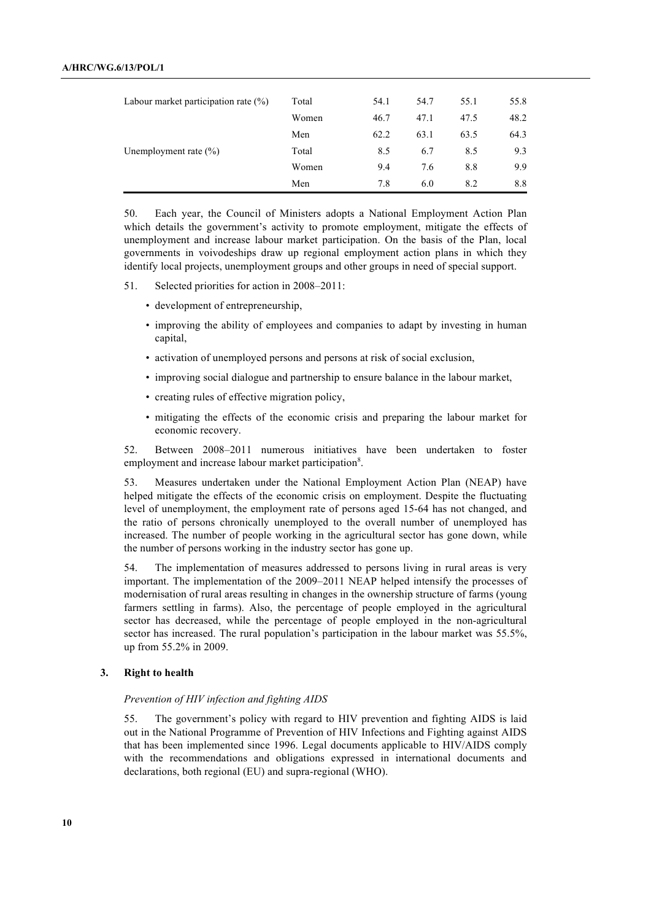| | | | | | |
|---|---|---|---|---|---|
| Labour market participation rate (%) | Total | 54.1 | 54.7 | 55.1 | 55.8 |
| | Women | 46.7 | 47.1 | 47.5 | 48.2 |
| | Men | 62.2 | 63.1 | 63.5 | 64.3 |
| Unemployment rate (%) | Total | 8.5 | 6.7 | 8.5 | 9.3 |
| | Women | 9.4 | 7.6 | 8.8 | 9.9 |
| | Men | 7.8 | 6.0 | 8.2 | 8.8 |

50. Each year, the Council of Ministers adopts a National Employment Action Plan which details the government's activity to promote employment, mitigate the effects of unemployment and increase labour market participation. On the basis of the Plan, local governments in voivodeships draw up regional employment action plans in which they identify local projects, unemployment groups and other groups in need of special support.

51. Selected priorities for action in 2008–2011:

- development of entrepreneurship,
- improving the ability of employees and companies to adapt by investing in human capital,
- activation of unemployed persons and persons at risk of social exclusion,
- improving social dialogue and partnership to ensure balance in the labour market,
- creating rules of effective migration policy,
- mitigating the effects of the economic crisis and preparing the labour market for economic recovery.

52. Between 2008–2011 numerous initiatives have been undertaken to foster employment and increase labour market participation[8].

53. Measures undertaken under the National Employment Action Plan (NEAP) have helped mitigate the effects of the economic crisis on employment. Despite the fluctuating level of unemployment, the employment rate of persons aged 15-64 has not changed, and the ratio of persons chronically unemployed to the overall number of unemployed has increased. The number of people working in the agricultural sector has gone down, while the number of persons working in the industry sector has gone up.

54. The implementation of measures addressed to persons living in rural areas is very important. The implementation of the 2009–2011 NEAP helped intensify the processes of modernisation of rural areas resulting in changes in the ownership structure of farms (young farmers settling in farms). Also, the percentage of people employed in the agricultural sector has decreased, while the percentage of people employed in the non-agricultural sector has increased. The rural population's participation in the labour market was 55.5%, up from 55.2% in 2009.

### 3. Right to health

*Prevention of HIV infection and fighting AIDS*

55. The government's policy with regard to HIV prevention and fighting AIDS is laid out in the National Programme of Prevention of HIV Infections and Fighting against AIDS that has been implemented since 1996. Legal documents applicable to HIV/AIDS comply with the recommendations and obligations expressed in international documents and declarations, both regional (EU) and supra-regional (WHO).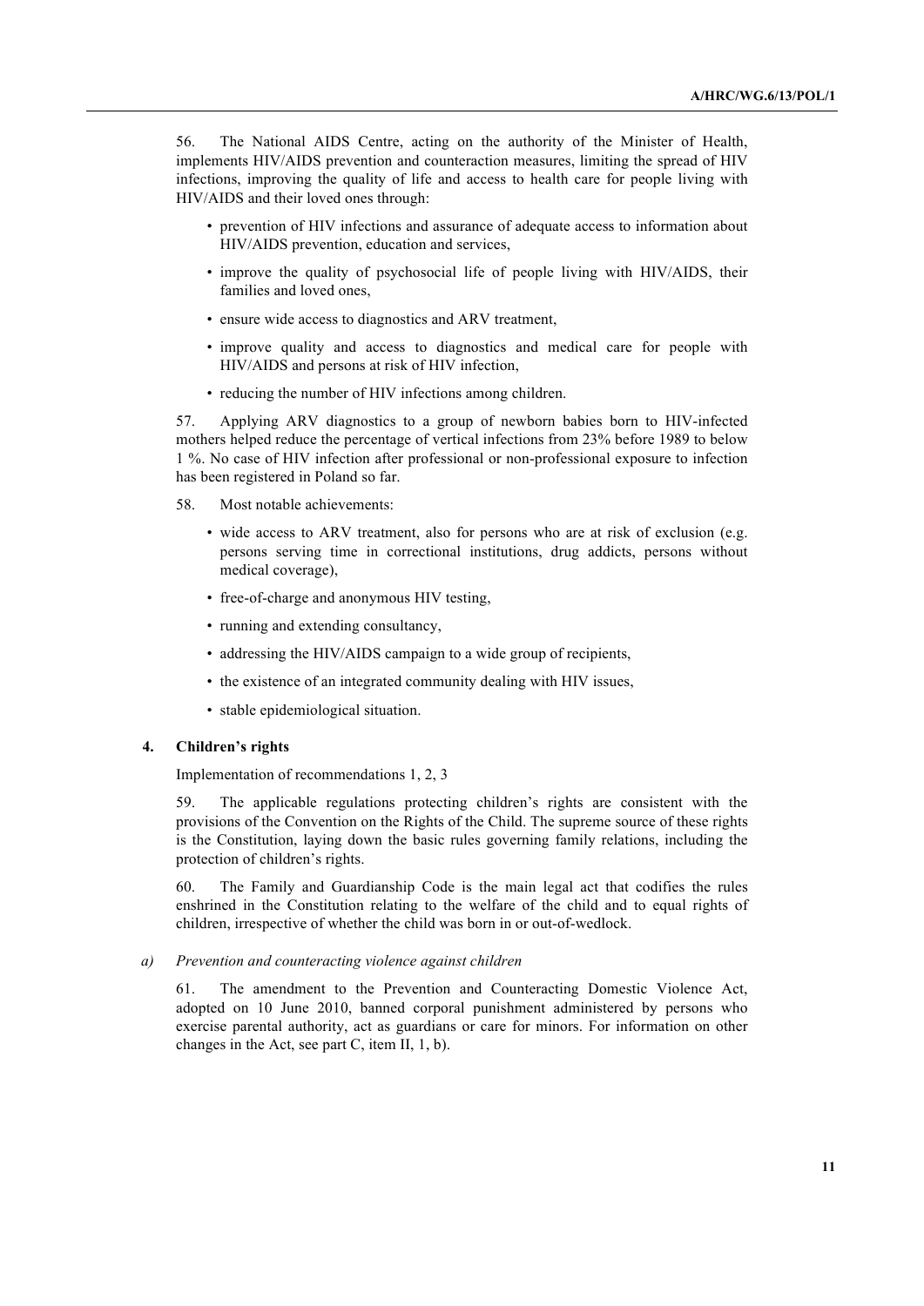56. The National AIDS Centre, acting on the authority of the Minister of Health, implements HIV/AIDS prevention and counteraction measures, limiting the spread of HIV infections, improving the quality of life and access to health care for people living with HIV/AIDS and their loved ones through:

- prevention of HIV infections and assurance of adequate access to information about HIV/AIDS prevention, education and services,
- improve the quality of psychosocial life of people living with HIV/AIDS, their families and loved ones,
- ensure wide access to diagnostics and ARV treatment,
- improve quality and access to diagnostics and medical care for people with HIV/AIDS and persons at risk of HIV infection,
- reducing the number of HIV infections among children.

57. Applying ARV diagnostics to a group of newborn babies born to HIV-infected mothers helped reduce the percentage of vertical infections from 23% before 1989 to below 1 %. No case of HIV infection after professional or non-professional exposure to infection has been registered in Poland so far.

58. Most notable achievements:

- wide access to ARV treatment, also for persons who are at risk of exclusion (e.g. persons serving time in correctional institutions, drug addicts, persons without medical coverage),
- free-of-charge and anonymous HIV testing,
- running and extending consultancy,
- addressing the HIV/AIDS campaign to a wide group of recipients,
- the existence of an integrated community dealing with HIV issues,
- stable epidemiological situation.

### 4. Children's rights

Implementation of recommendations 1, 2, 3

59. The applicable regulations protecting children's rights are consistent with the provisions of the Convention on the Rights of the Child. The supreme source of these rights is the Constitution, laying down the basic rules governing family relations, including the protection of children's rights.

60. The Family and Guardianship Code is the main legal act that codifies the rules enshrined in the Constitution relating to the welfare of the child and to equal rights of children, irrespective of whether the child was born in or out-of-wedlock.

#### *a) Prevention and counteracting violence against children*

61. The amendment to the Prevention and Counteracting Domestic Violence Act, adopted on 10 June 2010, banned corporal punishment administered by persons who exercise parental authority, act as guardians or care for minors. For information on other changes in the Act, see part C, item II, 1, b).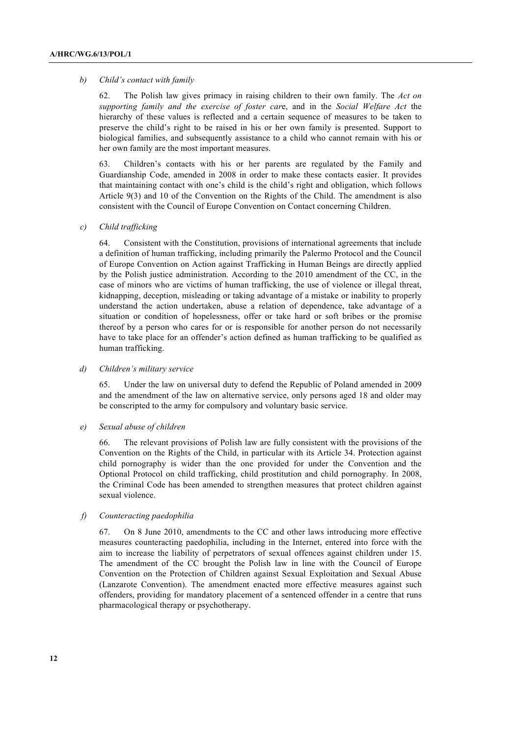*b) Child's contact with family*

62. The Polish law gives primacy in raising children to their own family. The *Act on supporting family and the exercise of foster car*e, and in the *Social Welfare Act* the hierarchy of these values is reflected and a certain sequence of measures to be taken to preserve the child's right to be raised in his or her own family is presented. Support to biological families, and subsequently assistance to a child who cannot remain with his or her own family are the most important measures.

63. Children's contacts with his or her parents are regulated by the Family and Guardianship Code, amended in 2008 in order to make these contacts easier. It provides that maintaining contact with one's child is the child's right and obligation, which follows Article 9(3) and 10 of the Convention on the Rights of the Child. The amendment is also consistent with the Council of Europe Convention on Contact concerning Children.

*c) Child trafficking*

64. Consistent with the Constitution, provisions of international agreements that include a definition of human trafficking, including primarily the Palermo Protocol and the Council of Europe Convention on Action against Trafficking in Human Beings are directly applied by the Polish justice administration. According to the 2010 amendment of the CC, in the case of minors who are victims of human trafficking, the use of violence or illegal threat, kidnapping, deception, misleading or taking advantage of a mistake or inability to properly understand the action undertaken, abuse a relation of dependence, take advantage of a situation or condition of hopelessness, offer or take hard or soft bribes or the promise thereof by a person who cares for or is responsible for another person do not necessarily have to take place for an offender's action defined as human trafficking to be qualified as human trafficking.

*d) Children's military service*

65. Under the law on universal duty to defend the Republic of Poland amended in 2009 and the amendment of the law on alternative service, only persons aged 18 and older may be conscripted to the army for compulsory and voluntary basic service.

*e) Sexual abuse of children*

66. The relevant provisions of Polish law are fully consistent with the provisions of the Convention on the Rights of the Child, in particular with its Article 34. Protection against child pornography is wider than the one provided for under the Convention and the Optional Protocol on child trafficking, child prostitution and child pornography. In 2008, the Criminal Code has been amended to strengthen measures that protect children against sexual violence.

*f) Counteracting paedophilia*

67. On 8 June 2010, amendments to the CC and other laws introducing more effective measures counteracting paedophilia, including in the Internet, entered into force with the aim to increase the liability of perpetrators of sexual offences against children under 15. The amendment of the CC brought the Polish law in line with the Council of Europe Convention on the Protection of Children against Sexual Exploitation and Sexual Abuse (Lanzarote Convention). The amendment enacted more effective measures against such offenders, providing for mandatory placement of a sentenced offender in a centre that runs pharmacological therapy or psychotherapy.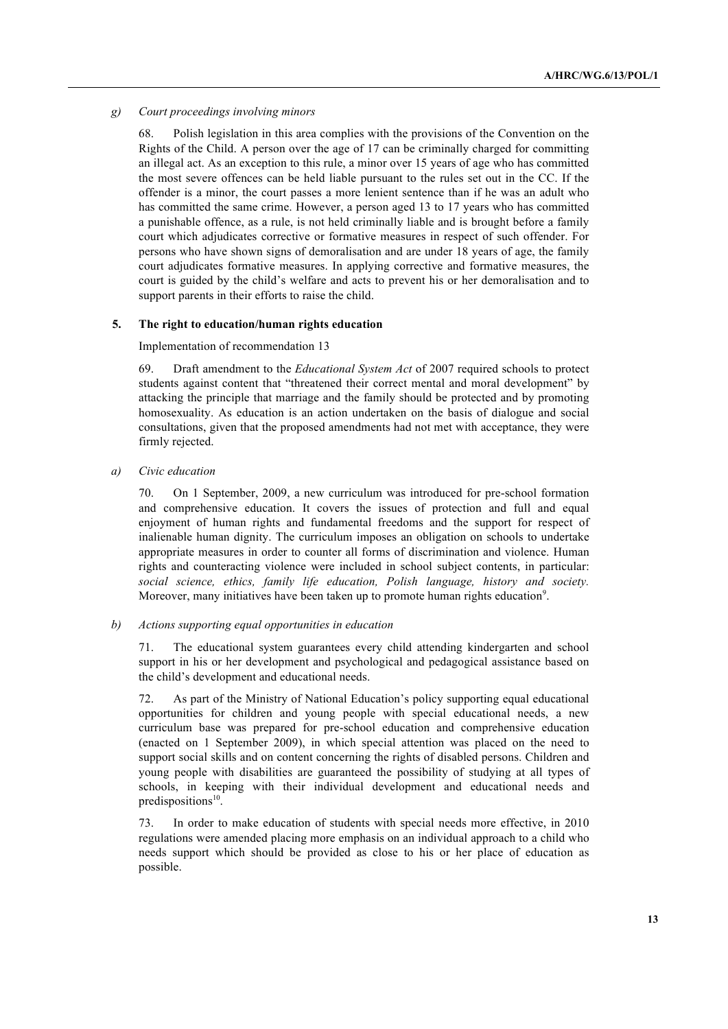*g) Court proceedings involving minors*

68. Polish legislation in this area complies with the provisions of the Convention on the Rights of the Child. A person over the age of 17 can be criminally charged for committing an illegal act. As an exception to this rule, a minor over 15 years of age who has committed the most severe offences can be held liable pursuant to the rules set out in the CC. If the offender is a minor, the court passes a more lenient sentence than if he was an adult who has committed the same crime. However, a person aged 13 to 17 years who has committed a punishable offence, as a rule, is not held criminally liable and is brought before a family court which adjudicates corrective or formative measures in respect of such offender. For persons who have shown signs of demoralisation and are under 18 years of age, the family court adjudicates formative measures. In applying corrective and formative measures, the court is guided by the child's welfare and acts to prevent his or her demoralisation and to support parents in their efforts to raise the child.

## 5. The right to education/human rights education

Implementation of recommendation 13

69. Draft amendment to the *Educational System Act* of 2007 required schools to protect students against content that "threatened their correct mental and moral development" by attacking the principle that marriage and the family should be protected and by promoting homosexuality. As education is an action undertaken on the basis of dialogue and social consultations, given that the proposed amendments had not met with acceptance, they were firmly rejected.

*a) Civic education*

70. On 1 September, 2009, a new curriculum was introduced for pre-school formation and comprehensive education. It covers the issues of protection and full and equal enjoyment of human rights and fundamental freedoms and the support for respect of inalienable human dignity. The curriculum imposes an obligation on schools to undertake appropriate measures in order to counter all forms of discrimination and violence. Human rights and counteracting violence were included in school subject contents, in particular: *social science, ethics, family life education, Polish language, history and society.* Moreover, many initiatives have been taken up to promote human rights education[9].

*b) Actions supporting equal opportunities in education*

71. The educational system guarantees every child attending kindergarten and school support in his or her development and psychological and pedagogical assistance based on the child's development and educational needs.

72. As part of the Ministry of National Education's policy supporting equal educational opportunities for children and young people with special educational needs, a new curriculum base was prepared for pre-school education and comprehensive education (enacted on 1 September 2009), in which special attention was placed on the need to support social skills and on content concerning the rights of disabled persons. Children and young people with disabilities are guaranteed the possibility of studying at all types of schools, in keeping with their individual development and educational needs and predispositions[10].

73. In order to make education of students with special needs more effective, in 2010 regulations were amended placing more emphasis on an individual approach to a child who needs support which should be provided as close to his or her place of education as possible.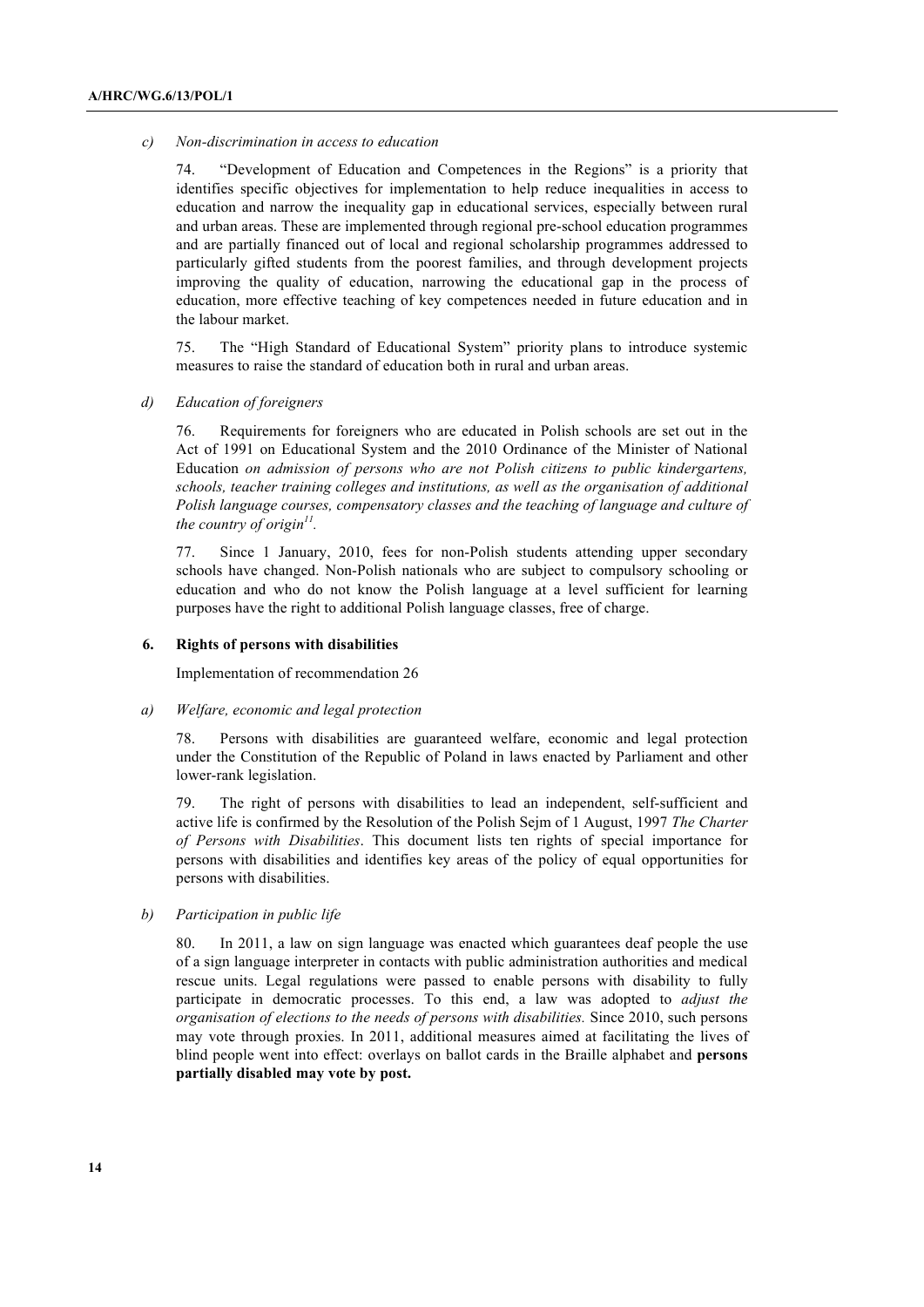*c) Non-discrimination in access to education*

74. "Development of Education and Competences in the Regions" is a priority that identifies specific objectives for implementation to help reduce inequalities in access to education and narrow the inequality gap in educational services, especially between rural and urban areas. These are implemented through regional pre-school education programmes and are partially financed out of local and regional scholarship programmes addressed to particularly gifted students from the poorest families, and through development projects improving the quality of education, narrowing the educational gap in the process of education, more effective teaching of key competences needed in future education and in the labour market.

75. The "High Standard of Educational System" priority plans to introduce systemic measures to raise the standard of education both in rural and urban areas.

*d) Education of foreigners*

76. Requirements for foreigners who are educated in Polish schools are set out in the Act of 1991 on Educational System and the 2010 Ordinance of the Minister of National Education *on admission of persons who are not Polish citizens to public kindergartens, schools, teacher training colleges and institutions, as well as the organisation of additional Polish language courses, compensatory classes and the teaching of language and culture of the country of origin*[11].

77. Since 1 January, 2010, fees for non-Polish students attending upper secondary schools have changed. Non-Polish nationals who are subject to compulsory schooling or education and who do not know the Polish language at a level sufficient for learning purposes have the right to additional Polish language classes, free of charge.

### 6. Rights of persons with disabilities

Implementation of recommendation 26

*a) Welfare, economic and legal protection*

78. Persons with disabilities are guaranteed welfare, economic and legal protection under the Constitution of the Republic of Poland in laws enacted by Parliament and other lower-rank legislation.

79. The right of persons with disabilities to lead an independent, self-sufficient and active life is confirmed by the Resolution of the Polish Sejm of 1 August, 1997 *The Charter of Persons with Disabilities*. This document lists ten rights of special importance for persons with disabilities and identifies key areas of the policy of equal opportunities for persons with disabilities.

*b) Participation in public life*

80. In 2011, a law on sign language was enacted which guarantees deaf people the use of a sign language interpreter in contacts with public administration authorities and medical rescue units. Legal regulations were passed to enable persons with disability to fully participate in democratic processes. To this end, a law was adopted to *adjust the organisation of elections to the needs of persons with disabilities.* Since 2010, such persons may vote through proxies. In 2011, additional measures aimed at facilitating the lives of blind people went into effect: overlays on ballot cards in the Braille alphabet and **persons partially disabled may vote by post.**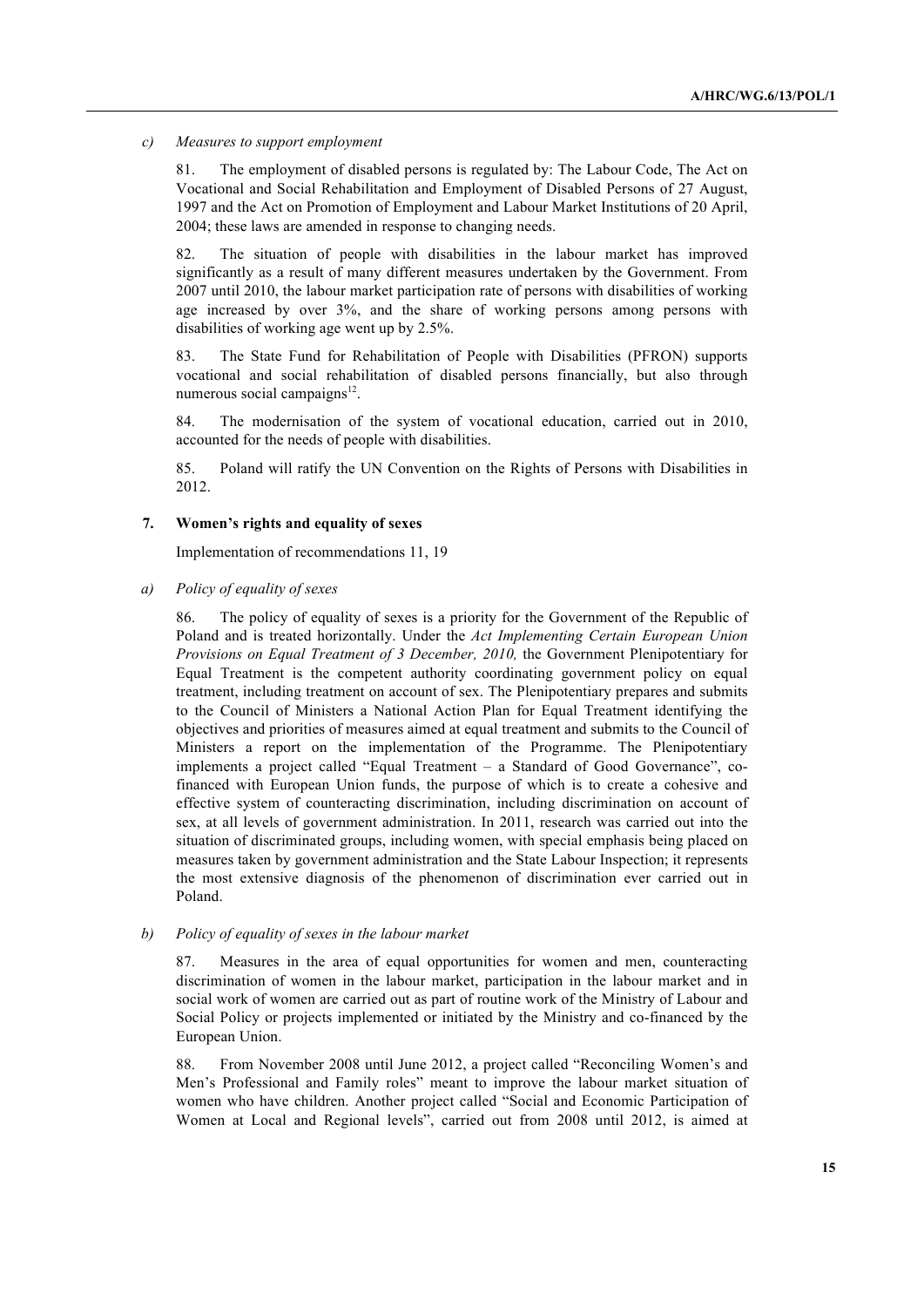*c) Measures to support employment*

81. The employment of disabled persons is regulated by: The Labour Code, The Act on Vocational and Social Rehabilitation and Employment of Disabled Persons of 27 August, 1997 and the Act on Promotion of Employment and Labour Market Institutions of 20 April, 2004; these laws are amended in response to changing needs.

82. The situation of people with disabilities in the labour market has improved significantly as a result of many different measures undertaken by the Government. From 2007 until 2010, the labour market participation rate of persons with disabilities of working age increased by over 3%, and the share of working persons among persons with disabilities of working age went up by 2.5%.

83. The State Fund for Rehabilitation of People with Disabilities (PFRON) supports vocational and social rehabilitation of disabled persons financially, but also through numerous social campaigns[12].

84. The modernisation of the system of vocational education, carried out in 2010, accounted for the needs of people with disabilities.

85. Poland will ratify the UN Convention on the Rights of Persons with Disabilities in 2012.

## 7. Women's rights and equality of sexes

Implementation of recommendations 11, 19

*a) Policy of equality of sexes*

86. The policy of equality of sexes is a priority for the Government of the Republic of Poland and is treated horizontally. Under the *Act Implementing Certain European Union Provisions on Equal Treatment of 3 December, 2010,* the Government Plenipotentiary for Equal Treatment is the competent authority coordinating government policy on equal treatment, including treatment on account of sex. The Plenipotentiary prepares and submits to the Council of Ministers a National Action Plan for Equal Treatment identifying the objectives and priorities of measures aimed at equal treatment and submits to the Council of Ministers a report on the implementation of the Programme. The Plenipotentiary implements a project called "Equal Treatment – a Standard of Good Governance", co-financed with European Union funds, the purpose of which is to create a cohesive and effective system of counteracting discrimination, including discrimination on account of sex, at all levels of government administration. In 2011, research was carried out into the situation of discriminated groups, including women, with special emphasis being placed on measures taken by government administration and the State Labour Inspection; it represents the most extensive diagnosis of the phenomenon of discrimination ever carried out in Poland.

*b) Policy of equality of sexes in the labour market*

87. Measures in the area of equal opportunities for women and men, counteracting discrimination of women in the labour market, participation in the labour market and in social work of women are carried out as part of routine work of the Ministry of Labour and Social Policy or projects implemented or initiated by the Ministry and co-financed by the European Union.

88. From November 2008 until June 2012, a project called "Reconciling Women's and Men's Professional and Family roles" meant to improve the labour market situation of women who have children. Another project called "Social and Economic Participation of Women at Local and Regional levels", carried out from 2008 until 2012, is aimed at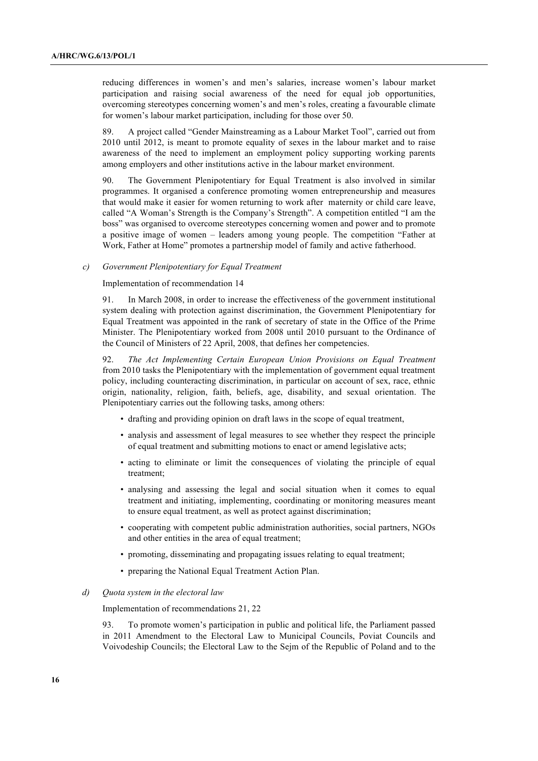reducing differences in women's and men's salaries, increase women's labour market participation and raising social awareness of the need for equal job opportunities, overcoming stereotypes concerning women's and men's roles, creating a favourable climate for women's labour market participation, including for those over 50.

89. A project called "Gender Mainstreaming as a Labour Market Tool", carried out from 2010 until 2012, is meant to promote equality of sexes in the labour market and to raise awareness of the need to implement an employment policy supporting working parents among employers and other institutions active in the labour market environment.

90. The Government Plenipotentiary for Equal Treatment is also involved in similar programmes. It organised a conference promoting women entrepreneurship and measures that would make it easier for women returning to work after maternity or child care leave, called "A Woman's Strength is the Company's Strength". A competition entitled "I am the boss" was organised to overcome stereotypes concerning women and power and to promote a positive image of women – leaders among young people. The competition "Father at Work, Father at Home" promotes a partnership model of family and active fatherhood.

### *c) Government Plenipotentiary for Equal Treatment*

Implementation of recommendation 14

91. In March 2008, in order to increase the effectiveness of the government institutional system dealing with protection against discrimination, the Government Plenipotentiary for Equal Treatment was appointed in the rank of secretary of state in the Office of the Prime Minister. The Plenipotentiary worked from 2008 until 2010 pursuant to the Ordinance of the Council of Ministers of 22 April, 2008, that defines her competencies.

92. *The Act Implementing Certain European Union Provisions on Equal Treatment* from 2010 tasks the Plenipotentiary with the implementation of government equal treatment policy, including counteracting discrimination, in particular on account of sex, race, ethnic origin, nationality, religion, faith, beliefs, age, disability, and sexual orientation. The Plenipotentiary carries out the following tasks, among others:

- drafting and providing opinion on draft laws in the scope of equal treatment,
- analysis and assessment of legal measures to see whether they respect the principle of equal treatment and submitting motions to enact or amend legislative acts;
- acting to eliminate or limit the consequences of violating the principle of equal treatment;
- analysing and assessing the legal and social situation when it comes to equal treatment and initiating, implementing, coordinating or monitoring measures meant to ensure equal treatment, as well as protect against discrimination;
- cooperating with competent public administration authorities, social partners, NGOs and other entities in the area of equal treatment;
- promoting, disseminating and propagating issues relating to equal treatment;
- preparing the National Equal Treatment Action Plan.

### *d) Quota system in the electoral law*

Implementation of recommendations 21, 22

93. To promote women's participation in public and political life, the Parliament passed in 2011 Amendment to the Electoral Law to Municipal Councils, Poviat Councils and Voivodeship Councils; the Electoral Law to the Sejm of the Republic of Poland and to the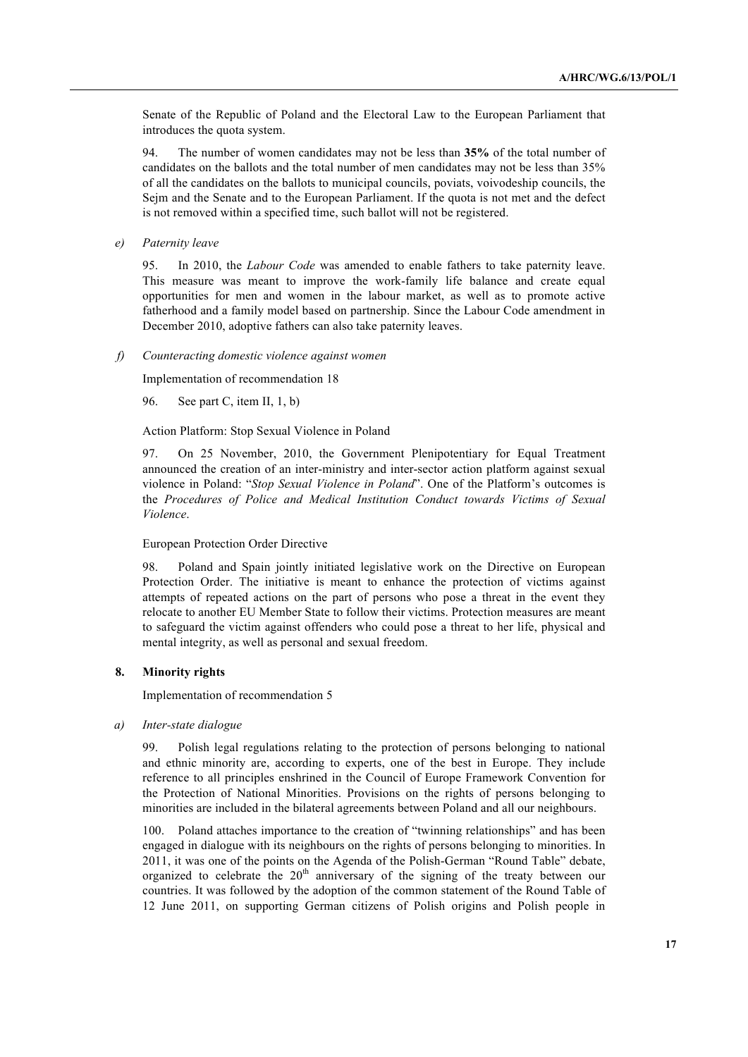Senate of the Republic of Poland and the Electoral Law to the European Parliament that introduces the quota system.

94. The number of women candidates may not be less than **35%** of the total number of candidates on the ballots and the total number of men candidates may not be less than 35% of all the candidates on the ballots to municipal councils, poviats, voivodeship councils, the Sejm and the Senate and to the European Parliament. If the quota is not met and the defect is not removed within a specified time, such ballot will not be registered.

*e) Paternity leave*

95. In 2010, the *Labour Code* was amended to enable fathers to take paternity leave. This measure was meant to improve the work-family life balance and create equal opportunities for men and women in the labour market, as well as to promote active fatherhood and a family model based on partnership. Since the Labour Code amendment in December 2010, adoptive fathers can also take paternity leaves.

*f) Counteracting domestic violence against women*

Implementation of recommendation 18

96. See part C, item II, 1, b)

Action Platform: Stop Sexual Violence in Poland

97. On 25 November, 2010, the Government Plenipotentiary for Equal Treatment announced the creation of an inter-ministry and inter-sector action platform against sexual violence in Poland: "*Stop Sexual Violence in Poland*". One of the Platform's outcomes is the *Procedures of Police and Medical Institution Conduct towards Victims of Sexual Violence*.

European Protection Order Directive

98. Poland and Spain jointly initiated legislative work on the Directive on European Protection Order. The initiative is meant to enhance the protection of victims against attempts of repeated actions on the part of persons who pose a threat in the event they relocate to another EU Member State to follow their victims. Protection measures are meant to safeguard the victim against offenders who could pose a threat to her life, physical and mental integrity, as well as personal and sexual freedom.

### 8. Minority rights

Implementation of recommendation 5

*a) Inter-state dialogue*

99. Polish legal regulations relating to the protection of persons belonging to national and ethnic minority are, according to experts, one of the best in Europe. They include reference to all principles enshrined in the Council of Europe Framework Convention for the Protection of National Minorities. Provisions on the rights of persons belonging to minorities are included in the bilateral agreements between Poland and all our neighbours.

100. Poland attaches importance to the creation of "twinning relationships" and has been engaged in dialogue with its neighbours on the rights of persons belonging to minorities. In 2011, it was one of the points on the Agenda of the Polish-German "Round Table" debate, organized to celebrate the 20th anniversary of the signing of the treaty between our countries. It was followed by the adoption of the common statement of the Round Table of 12 June 2011, on supporting German citizens of Polish origins and Polish people in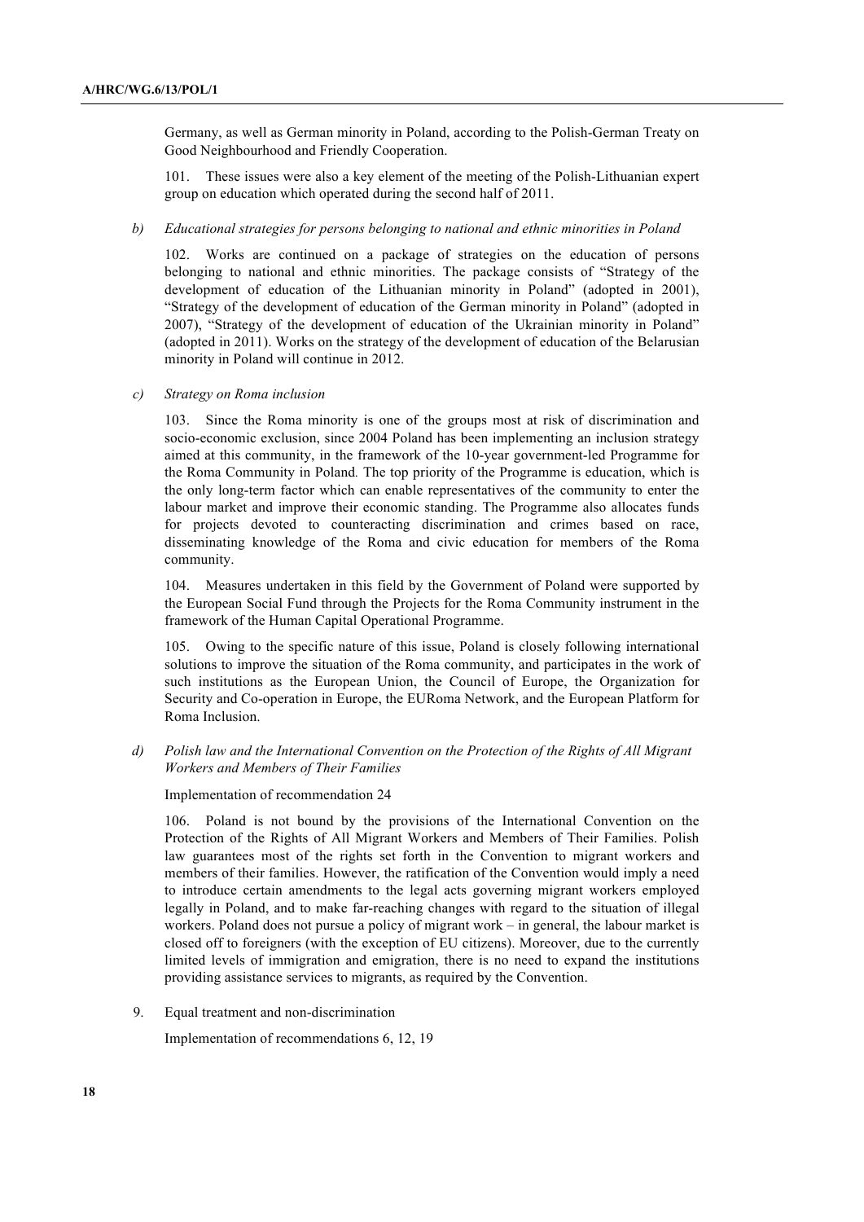Germany, as well as German minority in Poland, according to the Polish-German Treaty on Good Neighbourhood and Friendly Cooperation.

101. These issues were also a key element of the meeting of the Polish-Lithuanian expert group on education which operated during the second half of 2011.

*b) Educational strategies for persons belonging to national and ethnic minorities in Poland*

102. Works are continued on a package of strategies on the education of persons belonging to national and ethnic minorities. The package consists of "Strategy of the development of education of the Lithuanian minority in Poland" (adopted in 2001), "Strategy of the development of education of the German minority in Poland" (adopted in 2007), "Strategy of the development of education of the Ukrainian minority in Poland" (adopted in 2011). Works on the strategy of the development of education of the Belarusian minority in Poland will continue in 2012.

*c) Strategy on Roma inclusion*

103. Since the Roma minority is one of the groups most at risk of discrimination and socio-economic exclusion, since 2004 Poland has been implementing an inclusion strategy aimed at this community, in the framework of the 10-year government-led Programme for the Roma Community in Poland*.* The top priority of the Programme is education, which is the only long-term factor which can enable representatives of the community to enter the labour market and improve their economic standing. The Programme also allocates funds for projects devoted to counteracting discrimination and crimes based on race, disseminating knowledge of the Roma and civic education for members of the Roma community.

104. Measures undertaken in this field by the Government of Poland were supported by the European Social Fund through the Projects for the Roma Community instrument in the framework of the Human Capital Operational Programme.

105. Owing to the specific nature of this issue, Poland is closely following international solutions to improve the situation of the Roma community, and participates in the work of such institutions as the European Union, the Council of Europe, the Organization for Security and Co-operation in Europe, the EURoma Network, and the European Platform for Roma Inclusion.

*d) Polish law and the International Convention on the Protection of the Rights of All Migrant Workers and Members of Their Families*

Implementation of recommendation 24

106. Poland is not bound by the provisions of the International Convention on the Protection of the Rights of All Migrant Workers and Members of Their Families. Polish law guarantees most of the rights set forth in the Convention to migrant workers and members of their families. However, the ratification of the Convention would imply a need to introduce certain amendments to the legal acts governing migrant workers employed legally in Poland, and to make far-reaching changes with regard to the situation of illegal workers. Poland does not pursue a policy of migrant work – in general, the labour market is closed off to foreigners (with the exception of EU citizens). Moreover, due to the currently limited levels of immigration and emigration, there is no need to expand the institutions providing assistance services to migrants, as required by the Convention.

9. Equal treatment and non-discrimination

Implementation of recommendations 6, 12, 19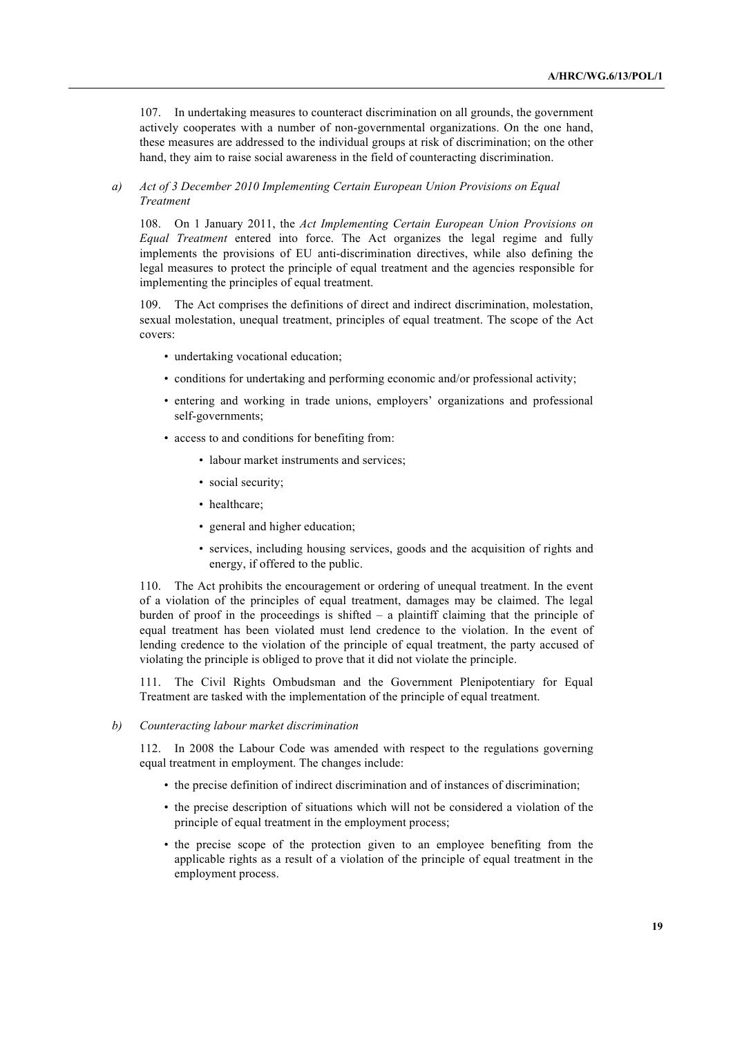107. In undertaking measures to counteract discrimination on all grounds, the government actively cooperates with a number of non-governmental organizations. On the one hand, these measures are addressed to the individual groups at risk of discrimination; on the other hand, they aim to raise social awareness in the field of counteracting discrimination.

### *a) Act of 3 December 2010 Implementing Certain European Union Provisions on Equal Treatment*

108. On 1 January 2011, the *Act Implementing Certain European Union Provisions on Equal Treatment* entered into force. The Act organizes the legal regime and fully implements the provisions of EU anti-discrimination directives, while also defining the legal measures to protect the principle of equal treatment and the agencies responsible for implementing the principles of equal treatment.

109. The Act comprises the definitions of direct and indirect discrimination, molestation, sexual molestation, unequal treatment, principles of equal treatment. The scope of the Act covers:

- undertaking vocational education;
- conditions for undertaking and performing economic and/or professional activity;
- entering and working in trade unions, employers' organizations and professional self-governments;
- access to and conditions for benefiting from:
    - labour market instruments and services;
    - social security;
    - healthcare;
    - general and higher education;
    - services, including housing services, goods and the acquisition of rights and energy, if offered to the public.

110. The Act prohibits the encouragement or ordering of unequal treatment. In the event of a violation of the principles of equal treatment, damages may be claimed. The legal burden of proof in the proceedings is shifted – a plaintiff claiming that the principle of equal treatment has been violated must lend credence to the violation. In the event of lending credence to the violation of the principle of equal treatment, the party accused of violating the principle is obliged to prove that it did not violate the principle.

111. The Civil Rights Ombudsman and the Government Plenipotentiary for Equal Treatment are tasked with the implementation of the principle of equal treatment.

### *b) Counteracting labour market discrimination*

112. In 2008 the Labour Code was amended with respect to the regulations governing equal treatment in employment. The changes include:

- the precise definition of indirect discrimination and of instances of discrimination;
- the precise description of situations which will not be considered a violation of the principle of equal treatment in the employment process;
- the precise scope of the protection given to an employee benefiting from the applicable rights as a result of a violation of the principle of equal treatment in the employment process.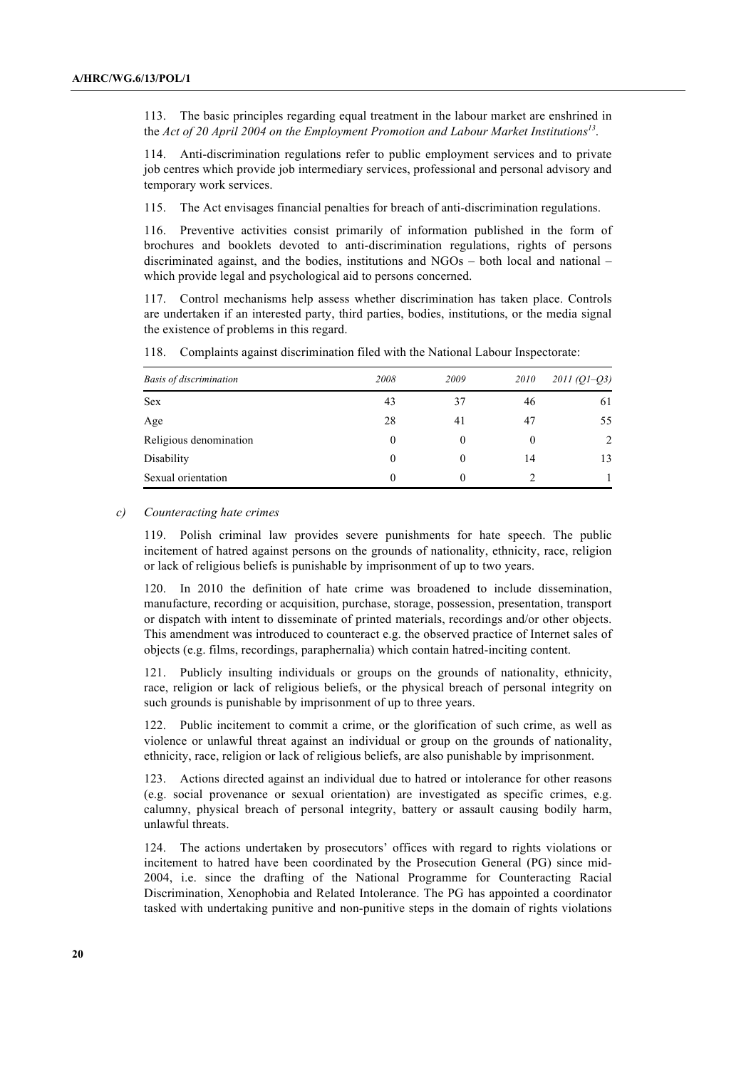113. The basic principles regarding equal treatment in the labour market are enshrined in the *Act of 20 April 2004 on the Employment Promotion and Labour Market Institutions*[13].

114. Anti-discrimination regulations refer to public employment services and to private job centres which provide job intermediary services, professional and personal advisory and temporary work services.

115. The Act envisages financial penalties for breach of anti-discrimination regulations.

116. Preventive activities consist primarily of information published in the form of brochures and booklets devoted to anti-discrimination regulations, rights of persons discriminated against, and the bodies, institutions and NGOs – both local and national – which provide legal and psychological aid to persons concerned.

117. Control mechanisms help assess whether discrimination has taken place. Controls are undertaken if an interested party, third parties, bodies, institutions, or the media signal the existence of problems in this regard.

118. Complaints against discrimination filed with the National Labour Inspectorate:

| *Basis of discrimination* | *2008* | *2009* | *2010* | *2011 (Q1–Q3)* |
|---|---|---|---|---|
| Sex | 43 | 37 | 46 | 61 |
| Age | 28 | 41 | 47 | 55 |
| Religious denomination | 0 | 0 | 0 | 2 |
| Disability | 0 | 0 | 14 | 13 |
| Sexual orientation | 0 | 0 | 2 | 1 |

*c) Counteracting hate crimes*

119. Polish criminal law provides severe punishments for hate speech. The public incitement of hatred against persons on the grounds of nationality, ethnicity, race, religion or lack of religious beliefs is punishable by imprisonment of up to two years.

120. In 2010 the definition of hate crime was broadened to include dissemination, manufacture, recording or acquisition, purchase, storage, possession, presentation, transport or dispatch with intent to disseminate of printed materials, recordings and/or other objects. This amendment was introduced to counteract e.g. the observed practice of Internet sales of objects (e.g. films, recordings, paraphernalia) which contain hatred-inciting content.

121. Publicly insulting individuals or groups on the grounds of nationality, ethnicity, race, religion or lack of religious beliefs, or the physical breach of personal integrity on such grounds is punishable by imprisonment of up to three years.

122. Public incitement to commit a crime, or the glorification of such crime, as well as violence or unlawful threat against an individual or group on the grounds of nationality, ethnicity, race, religion or lack of religious beliefs, are also punishable by imprisonment.

123. Actions directed against an individual due to hatred or intolerance for other reasons (e.g. social provenance or sexual orientation) are investigated as specific crimes, e.g. calumny, physical breach of personal integrity, battery or assault causing bodily harm, unlawful threats.

124. The actions undertaken by prosecutors' offices with regard to rights violations or incitement to hatred have been coordinated by the Prosecution General (PG) since mid-2004, i.e. since the drafting of the National Programme for Counteracting Racial Discrimination, Xenophobia and Related Intolerance. The PG has appointed a coordinator tasked with undertaking punitive and non-punitive steps in the domain of rights violations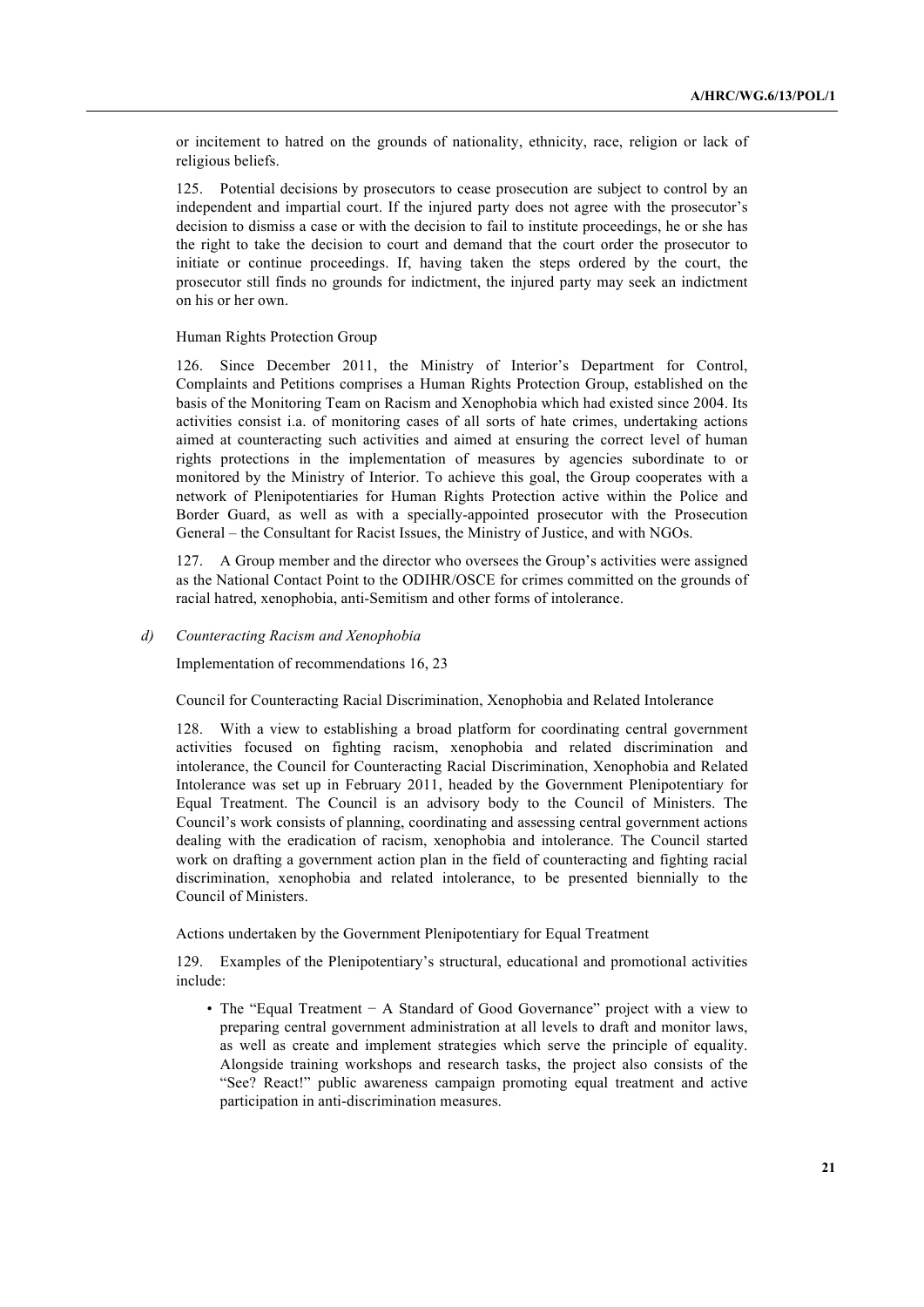or incitement to hatred on the grounds of nationality, ethnicity, race, religion or lack of religious beliefs.

125. Potential decisions by prosecutors to cease prosecution are subject to control by an independent and impartial court. If the injured party does not agree with the prosecutor's decision to dismiss a case or with the decision to fail to institute proceedings, he or she has the right to take the decision to court and demand that the court order the prosecutor to initiate or continue proceedings. If, having taken the steps ordered by the court, the prosecutor still finds no grounds for indictment, the injured party may seek an indictment on his or her own.

Human Rights Protection Group

126. Since December 2011, the Ministry of Interior's Department for Control, Complaints and Petitions comprises a Human Rights Protection Group, established on the basis of the Monitoring Team on Racism and Xenophobia which had existed since 2004. Its activities consist i.a. of monitoring cases of all sorts of hate crimes, undertaking actions aimed at counteracting such activities and aimed at ensuring the correct level of human rights protections in the implementation of measures by agencies subordinate to or monitored by the Ministry of Interior. To achieve this goal, the Group cooperates with a network of Plenipotentiaries for Human Rights Protection active within the Police and Border Guard, as well as with a specially-appointed prosecutor with the Prosecution General – the Consultant for Racist Issues, the Ministry of Justice, and with NGOs.

127. A Group member and the director who oversees the Group's activities were assigned as the National Contact Point to the ODIHR/OSCE for crimes committed on the grounds of racial hatred, xenophobia, anti-Semitism and other forms of intolerance.

*d) Counteracting Racism and Xenophobia*

Implementation of recommendations 16, 23

Council for Counteracting Racial Discrimination, Xenophobia and Related Intolerance

128. With a view to establishing a broad platform for coordinating central government activities focused on fighting racism, xenophobia and related discrimination and intolerance, the Council for Counteracting Racial Discrimination, Xenophobia and Related Intolerance was set up in February 2011, headed by the Government Plenipotentiary for Equal Treatment. The Council is an advisory body to the Council of Ministers. The Council's work consists of planning, coordinating and assessing central government actions dealing with the eradication of racism, xenophobia and intolerance. The Council started work on drafting a government action plan in the field of counteracting and fighting racial discrimination, xenophobia and related intolerance, to be presented biennially to the Council of Ministers.

Actions undertaken by the Government Plenipotentiary for Equal Treatment

129. Examples of the Plenipotentiary's structural, educational and promotional activities include:

- The "Equal Treatment − A Standard of Good Governance" project with a view to preparing central government administration at all levels to draft and monitor laws, as well as create and implement strategies which serve the principle of equality. Alongside training workshops and research tasks, the project also consists of the "See? React!" public awareness campaign promoting equal treatment and active participation in anti-discrimination measures.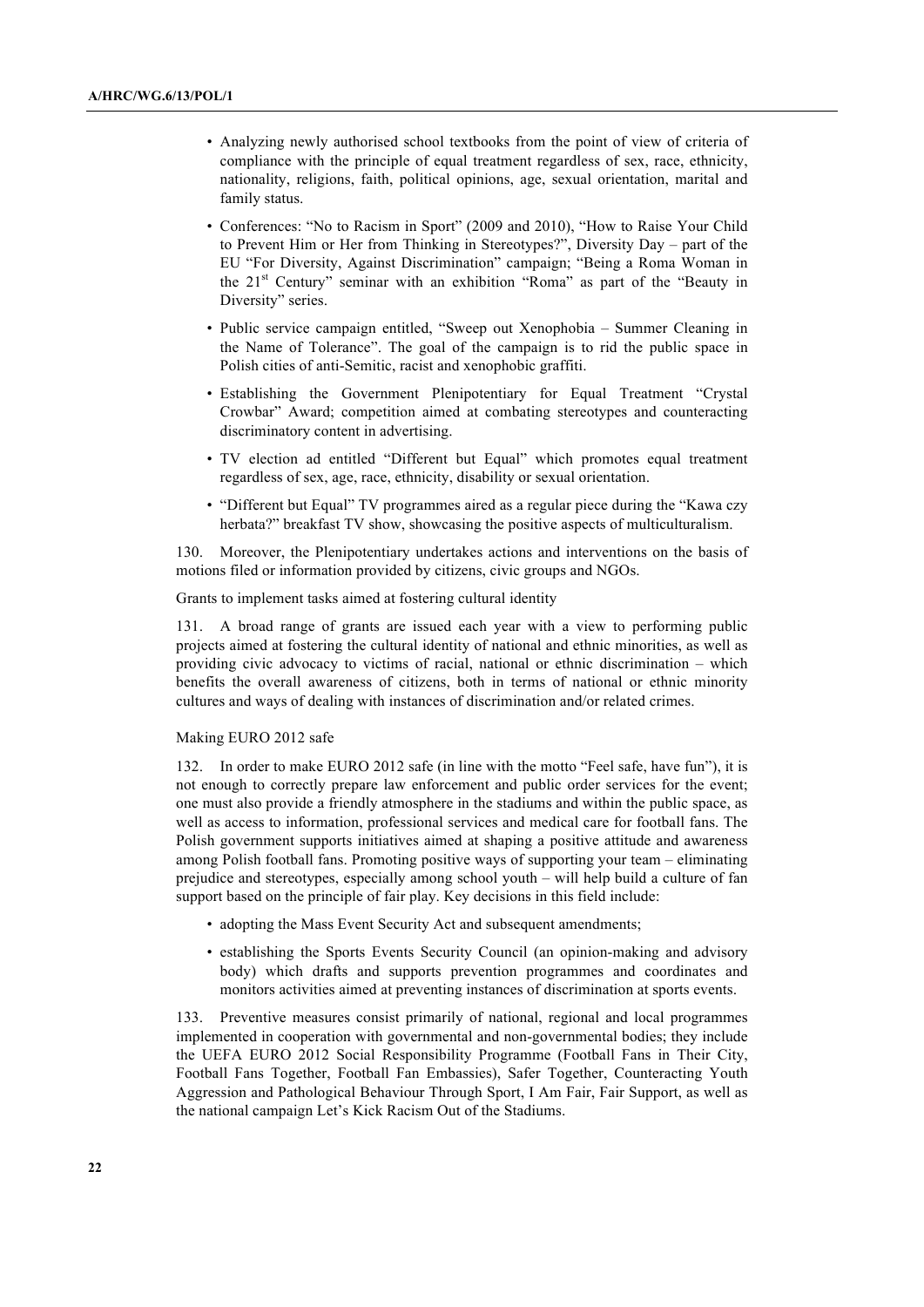- Analyzing newly authorised school textbooks from the point of view of criteria of compliance with the principle of equal treatment regardless of sex, race, ethnicity, nationality, religions, faith, political opinions, age, sexual orientation, marital and family status.
- Conferences: "No to Racism in Sport" (2009 and 2010), "How to Raise Your Child to Prevent Him or Her from Thinking in Stereotypes?", Diversity Day – part of the EU "For Diversity, Against Discrimination" campaign; "Being a Roma Woman in the 21st Century" seminar with an exhibition "Roma" as part of the "Beauty in Diversity" series.
- Public service campaign entitled, "Sweep out Xenophobia – Summer Cleaning in the Name of Tolerance". The goal of the campaign is to rid the public space in Polish cities of anti-Semitic, racist and xenophobic graffiti.
- Establishing the Government Plenipotentiary for Equal Treatment "Crystal Crowbar" Award; competition aimed at combating stereotypes and counteracting discriminatory content in advertising.
- TV election ad entitled "Different but Equal" which promotes equal treatment regardless of sex, age, race, ethnicity, disability or sexual orientation.
- "Different but Equal" TV programmes aired as a regular piece during the "Kawa czy herbata?" breakfast TV show, showcasing the positive aspects of multiculturalism.

130. Moreover, the Plenipotentiary undertakes actions and interventions on the basis of motions filed or information provided by citizens, civic groups and NGOs.

Grants to implement tasks aimed at fostering cultural identity

131. A broad range of grants are issued each year with a view to performing public projects aimed at fostering the cultural identity of national and ethnic minorities, as well as providing civic advocacy to victims of racial, national or ethnic discrimination – which benefits the overall awareness of citizens, both in terms of national or ethnic minority cultures and ways of dealing with instances of discrimination and/or related crimes.

Making EURO 2012 safe

132. In order to make EURO 2012 safe (in line with the motto "Feel safe, have fun"), it is not enough to correctly prepare law enforcement and public order services for the event; one must also provide a friendly atmosphere in the stadiums and within the public space, as well as access to information, professional services and medical care for football fans. The Polish government supports initiatives aimed at shaping a positive attitude and awareness among Polish football fans. Promoting positive ways of supporting your team – eliminating prejudice and stereotypes, especially among school youth – will help build a culture of fan support based on the principle of fair play. Key decisions in this field include:

- adopting the Mass Event Security Act and subsequent amendments;
- establishing the Sports Events Security Council (an opinion-making and advisory body) which drafts and supports prevention programmes and coordinates and monitors activities aimed at preventing instances of discrimination at sports events.

133. Preventive measures consist primarily of national, regional and local programmes implemented in cooperation with governmental and non-governmental bodies; they include the UEFA EURO 2012 Social Responsibility Programme (Football Fans in Their City, Football Fans Together, Football Fan Embassies), Safer Together, Counteracting Youth Aggression and Pathological Behaviour Through Sport, I Am Fair, Fair Support, as well as the national campaign Let's Kick Racism Out of the Stadiums.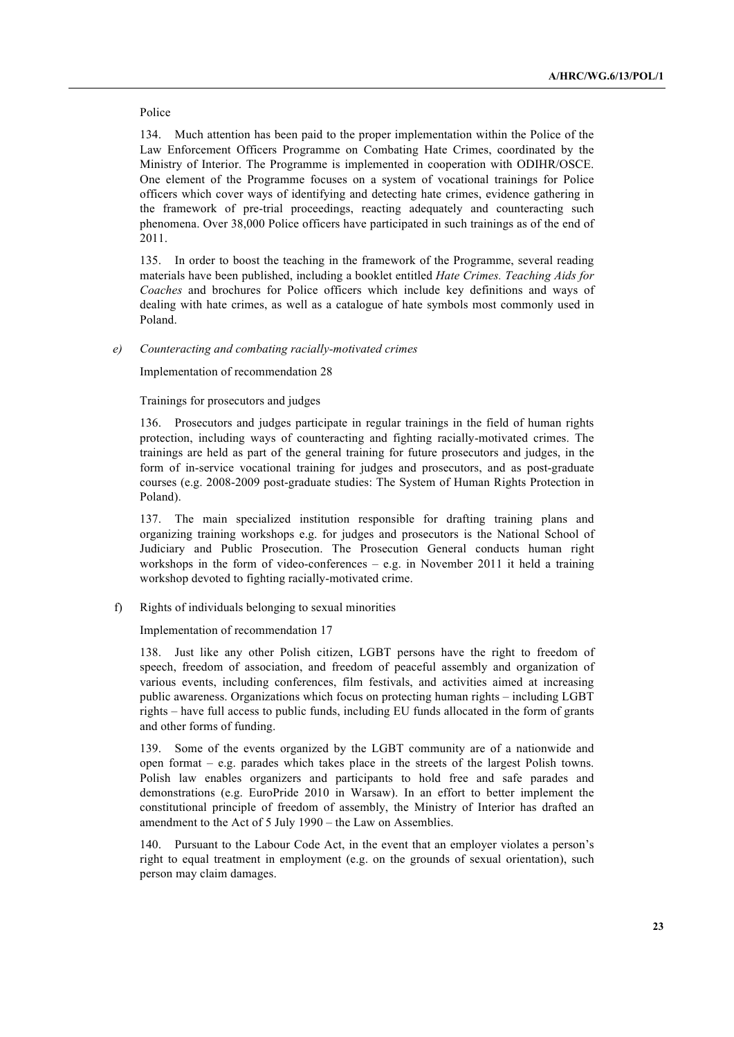Police

134. Much attention has been paid to the proper implementation within the Police of the Law Enforcement Officers Programme on Combating Hate Crimes, coordinated by the Ministry of Interior. The Programme is implemented in cooperation with ODIHR/OSCE. One element of the Programme focuses on a system of vocational trainings for Police officers which cover ways of identifying and detecting hate crimes, evidence gathering in the framework of pre-trial proceedings, reacting adequately and counteracting such phenomena. Over 38,000 Police officers have participated in such trainings as of the end of 2011.

135. In order to boost the teaching in the framework of the Programme, several reading materials have been published, including a booklet entitled *Hate Crimes. Teaching Aids for Coaches* and brochures for Police officers which include key definitions and ways of dealing with hate crimes, as well as a catalogue of hate symbols most commonly used in Poland.

*e) Counteracting and combating racially-motivated crimes*

Implementation of recommendation 28

Trainings for prosecutors and judges

136. Prosecutors and judges participate in regular trainings in the field of human rights protection, including ways of counteracting and fighting racially-motivated crimes. The trainings are held as part of the general training for future prosecutors and judges, in the form of in-service vocational training for judges and prosecutors, and as post-graduate courses (e.g. 2008-2009 post-graduate studies: The System of Human Rights Protection in Poland).

137. The main specialized institution responsible for drafting training plans and organizing training workshops e.g. for judges and prosecutors is the National School of Judiciary and Public Prosecution. The Prosecution General conducts human right workshops in the form of video-conferences – e.g. in November 2011 it held a training workshop devoted to fighting racially-motivated crime.

f) Rights of individuals belonging to sexual minorities

Implementation of recommendation 17

138. Just like any other Polish citizen, LGBT persons have the right to freedom of speech, freedom of association, and freedom of peaceful assembly and organization of various events, including conferences, film festivals, and activities aimed at increasing public awareness. Organizations which focus on protecting human rights – including LGBT rights – have full access to public funds, including EU funds allocated in the form of grants and other forms of funding.

139. Some of the events organized by the LGBT community are of a nationwide and open format – e.g. parades which takes place in the streets of the largest Polish towns. Polish law enables organizers and participants to hold free and safe parades and demonstrations (e.g. EuroPride 2010 in Warsaw). In an effort to better implement the constitutional principle of freedom of assembly, the Ministry of Interior has drafted an amendment to the Act of 5 July 1990 – the Law on Assemblies.

140. Pursuant to the Labour Code Act, in the event that an employer violates a person's right to equal treatment in employment (e.g. on the grounds of sexual orientation), such person may claim damages.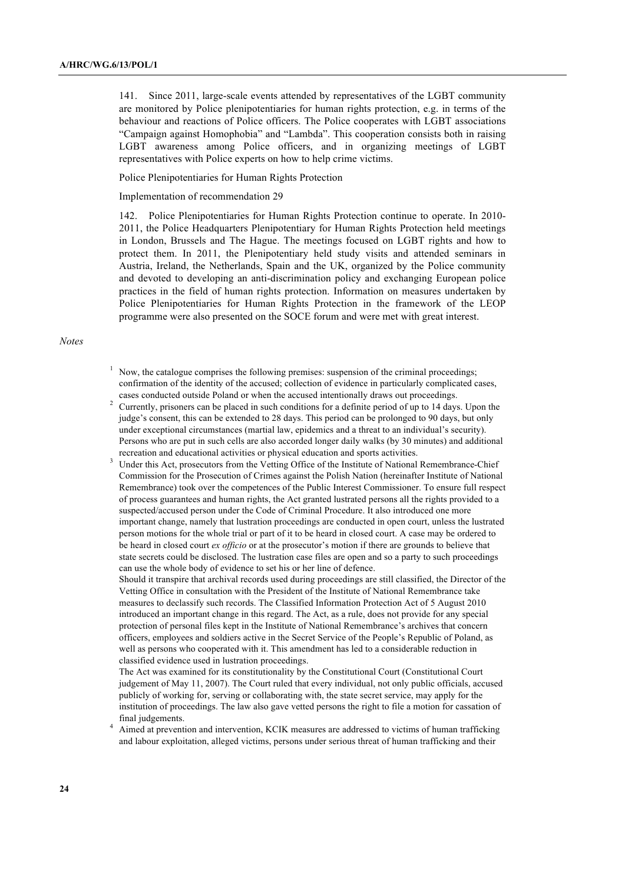141. Since 2011, large-scale events attended by representatives of the LGBT community are monitored by Police plenipotentiaries for human rights protection, e.g. in terms of the behaviour and reactions of Police officers. The Police cooperates with LGBT associations “Campaign against Homophobia” and “Lambda”. This cooperation consists both in raising LGBT awareness among Police officers, and in organizing meetings of LGBT representatives with Police experts on how to help crime victims.

Police Plenipotentiaries for Human Rights Protection

Implementation of recommendation 29

142. Police Plenipotentiaries for Human Rights Protection continue to operate. In 2010-2011, the Police Headquarters Plenipotentiary for Human Rights Protection held meetings in London, Brussels and The Hague. The meetings focused on LGBT rights and how to protect them. In 2011, the Plenipotentiary held study visits and attended seminars in Austria, Ireland, the Netherlands, Spain and the UK, organized by the Police community and devoted to developing an anti-discrimination policy and exchanging European police practices in the field of human rights protection. Information on measures undertaken by Police Plenipotentiaries for Human Rights Protection in the framework of the LEOP programme were also presented on the SOCE forum and were met with great interest.

*Notes*

[1] Now, the catalogue comprises the following premises: suspension of the criminal proceedings; confirmation of the identity of the accused; collection of evidence in particularly complicated cases, cases conducted outside Poland or when the accused intentionally draws out proceedings.

[2] Currently, prisoners can be placed in such conditions for a definite period of up to 14 days. Upon the judge’s consent, this can be extended to 28 days. This period can be prolonged to 90 days, but only under exceptional circumstances (martial law, epidemics and a threat to an individual’s security). Persons who are put in such cells are also accorded longer daily walks (by 30 minutes) and additional recreation and educational activities or physical education and sports activities.

[3] Under this Act, prosecutors from the Vetting Office of the Institute of National Remembrance-Chief Commission for the Prosecution of Crimes against the Polish Nation (hereinafter Institute of National Remembrance) took over the competences of the Public Interest Commissioner. To ensure full respect of process guarantees and human rights, the Act granted lustrated persons all the rights provided to a suspected/accused person under the Code of Criminal Procedure. It also introduced one more important change, namely that lustration proceedings are conducted in open court, unless the lustrated person motions for the whole trial or part of it to be heard in closed court. A case may be ordered to be heard in closed court *ex officio* or at the prosecutor’s motion if there are grounds to believe that state secrets could be disclosed. The lustration case files are open and so a party to such proceedings can use the whole body of evidence to set his or her line of defence.
Should it transpire that archival records used during proceedings are still classified, the Director of the Vetting Office in consultation with the President of the Institute of National Remembrance take measures to declassify such records. The Classified Information Protection Act of 5 August 2010 introduced an important change in this regard. The Act, as a rule, does not provide for any special protection of personal files kept in the Institute of National Remembrance’s archives that concern officers, employees and soldiers active in the Secret Service of the People’s Republic of Poland, as well as persons who cooperated with it. This amendment has led to a considerable reduction in classified evidence used in lustration proceedings.
The Act was examined for its constitutionality by the Constitutional Court (Constitutional Court judgement of May 11, 2007). The Court ruled that every individual, not only public officials, accused publicly of working for, serving or collaborating with, the state secret service, may apply for the institution of proceedings. The law also gave vetted persons the right to file a motion for cassation of final judgements.

[4] Aimed at prevention and intervention, KCIK measures are addressed to victims of human trafficking and labour exploitation, alleged victims, persons under serious threat of human trafficking and their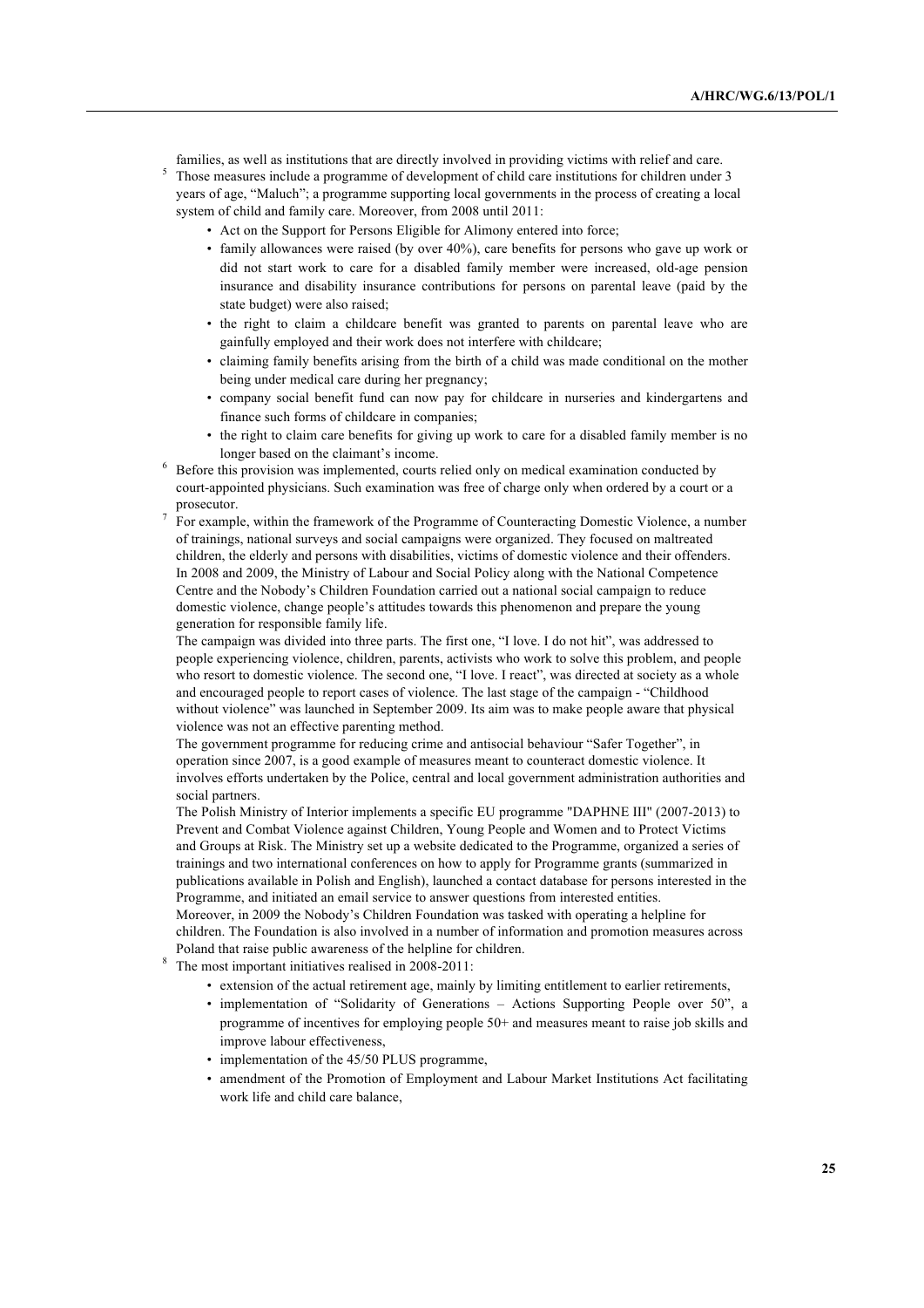families, as well as institutions that are directly involved in providing victims with relief and care.

[5] Those measures include a programme of development of child care institutions for children under 3 years of age, "Maluch"; a programme supporting local governments in the process of creating a local system of child and family care. Moreover, from 2008 until 2011:

- Act on the Support for Persons Eligible for Alimony entered into force;
- family allowances were raised (by over 40%), care benefits for persons who gave up work or did not start work to care for a disabled family member were increased, old-age pension insurance and disability insurance contributions for persons on parental leave (paid by the state budget) were also raised;
- the right to claim a childcare benefit was granted to parents on parental leave who are gainfully employed and their work does not interfere with childcare;
- claiming family benefits arising from the birth of a child was made conditional on the mother being under medical care during her pregnancy;
- company social benefit fund can now pay for childcare in nurseries and kindergartens and finance such forms of childcare in companies;
- the right to claim care benefits for giving up work to care for a disabled family member is no longer based on the claimant's income.

[6] Before this provision was implemented, courts relied only on medical examination conducted by court-appointed physicians. Such examination was free of charge only when ordered by a court or a prosecutor.

[7] For example, within the framework of the Programme of Counteracting Domestic Violence, a number of trainings, national surveys and social campaigns were organized. They focused on maltreated children, the elderly and persons with disabilities, victims of domestic violence and their offenders. In 2008 and 2009, the Ministry of Labour and Social Policy along with the National Competence Centre and the Nobody's Children Foundation carried out a national social campaign to reduce domestic violence, change people's attitudes towards this phenomenon and prepare the young generation for responsible family life.

The campaign was divided into three parts. The first one, "I love. I do not hit", was addressed to people experiencing violence, children, parents, activists who work to solve this problem, and people who resort to domestic violence. The second one, "I love. I react", was directed at society as a whole and encouraged people to report cases of violence. The last stage of the campaign - "Childhood without violence" was launched in September 2009. Its aim was to make people aware that physical violence was not an effective parenting method.

The government programme for reducing crime and antisocial behaviour "Safer Together", in operation since 2007, is a good example of measures meant to counteract domestic violence. It involves efforts undertaken by the Police, central and local government administration authorities and social partners.

The Polish Ministry of Interior implements a specific EU programme "DAPHNE III" (2007-2013) to Prevent and Combat Violence against Children, Young People and Women and to Protect Victims and Groups at Risk. The Ministry set up a website dedicated to the Programme, organized a series of trainings and two international conferences on how to apply for Programme grants (summarized in publications available in Polish and English), launched a contact database for persons interested in the Programme, and initiated an email service to answer questions from interested entities.

Moreover, in 2009 the Nobody's Children Foundation was tasked with operating a helpline for children. The Foundation is also involved in a number of information and promotion measures across Poland that raise public awareness of the helpline for children.

[8] The most important initiatives realised in 2008-2011:

- extension of the actual retirement age, mainly by limiting entitlement to earlier retirements,
- implementation of "Solidarity of Generations – Actions Supporting People over 50", a programme of incentives for employing people 50+ and measures meant to raise job skills and improve labour effectiveness,
- implementation of the 45/50 PLUS programme,
- amendment of the Promotion of Employment and Labour Market Institutions Act facilitating work life and child care balance,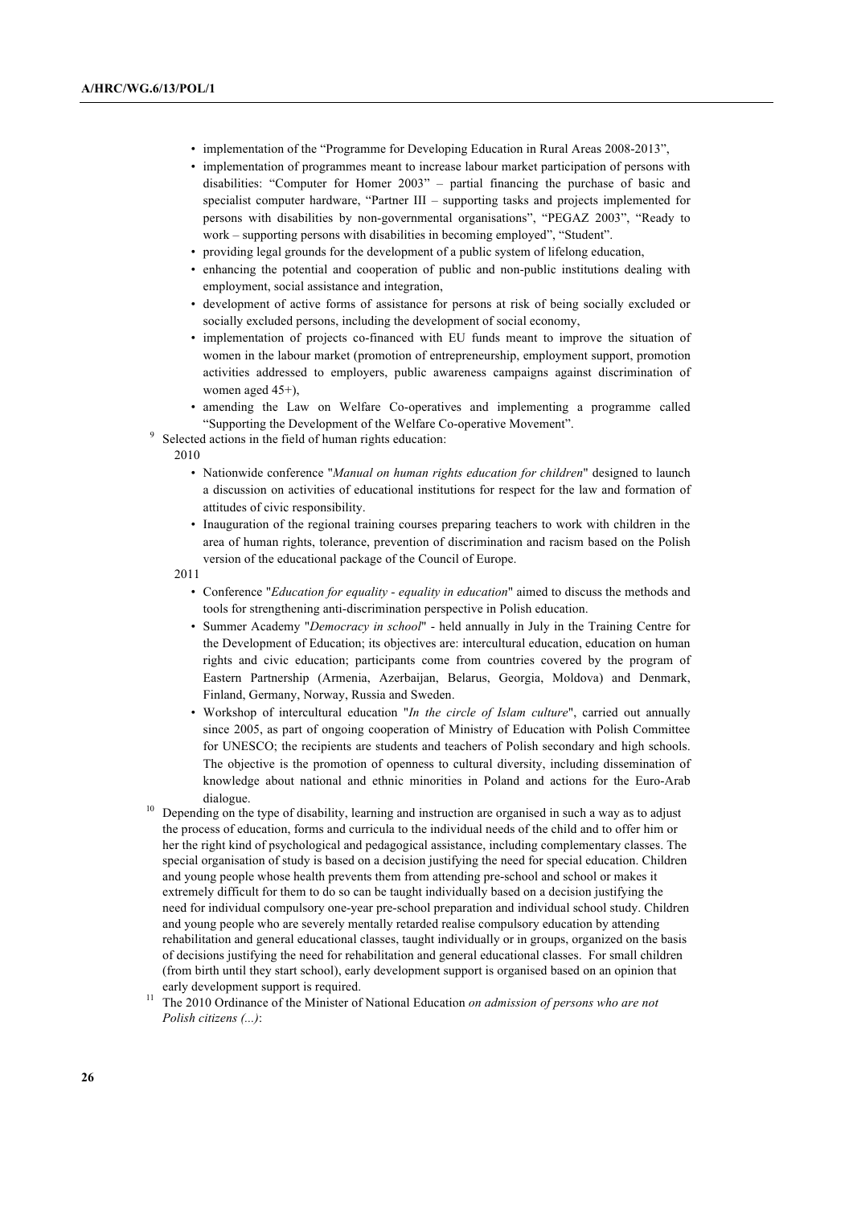- implementation of the "Programme for Developing Education in Rural Areas 2008-2013",
- implementation of programmes meant to increase labour market participation of persons with disabilities: "Computer for Homer 2003" – partial financing the purchase of basic and specialist computer hardware, "Partner III – supporting tasks and projects implemented for persons with disabilities by non-governmental organisations", "PEGAZ 2003", "Ready to work – supporting persons with disabilities in becoming employed", "Student".
- providing legal grounds for the development of a public system of lifelong education,
- enhancing the potential and cooperation of public and non-public institutions dealing with employment, social assistance and integration,
- development of active forms of assistance for persons at risk of being socially excluded or socially excluded persons, including the development of social economy,
- implementation of projects co-financed with EU funds meant to improve the situation of women in the labour market (promotion of entrepreneurship, employment support, promotion activities addressed to employers, public awareness campaigns against discrimination of women aged 45+),
- amending the Law on Welfare Co-operatives and implementing a programme called "Supporting the Development of the Welfare Co-operative Movement".

[9] Selected actions in the field of human rights education:

2010

- Nationwide conference "*Manual on human rights education for children*" designed to launch a discussion on activities of educational institutions for respect for the law and formation of attitudes of civic responsibility.
- Inauguration of the regional training courses preparing teachers to work with children in the area of human rights, tolerance, prevention of discrimination and racism based on the Polish version of the educational package of the Council of Europe.

2011

- Conference "*Education for equality - equality in education*" aimed to discuss the methods and tools for strengthening anti-discrimination perspective in Polish education.
- Summer Academy "*Democracy in school*" - held annually in July in the Training Centre for the Development of Education; its objectives are: intercultural education, education on human rights and civic education; participants come from countries covered by the program of Eastern Partnership (Armenia, Azerbaijan, Belarus, Georgia, Moldova) and Denmark, Finland, Germany, Norway, Russia and Sweden.
- Workshop of intercultural education "*In the circle of Islam culture*", carried out annually since 2005, as part of ongoing cooperation of Ministry of Education with Polish Committee for UNESCO; the recipients are students and teachers of Polish secondary and high schools. The objective is the promotion of openness to cultural diversity, including dissemination of knowledge about national and ethnic minorities in Poland and actions for the Euro-Arab dialogue.

[10] Depending on the type of disability, learning and instruction are organised in such a way as to adjust the process of education, forms and curricula to the individual needs of the child and to offer him or her the right kind of psychological and pedagogical assistance, including complementary classes. The special organisation of study is based on a decision justifying the need for special education. Children and young people whose health prevents them from attending pre-school and school or makes it extremely difficult for them to do so can be taught individually based on a decision justifying the need for individual compulsory one-year pre-school preparation and individual school study. Children and young people who are severely mentally retarded realise compulsory education by attending rehabilitation and general educational classes, taught individually or in groups, organized on the basis of decisions justifying the need for rehabilitation and general educational classes. For small children (from birth until they start school), early development support is organised based on an opinion that early development support is required.

[11] The 2010 Ordinance of the Minister of National Education *on admission of persons who are not Polish citizens (...)*: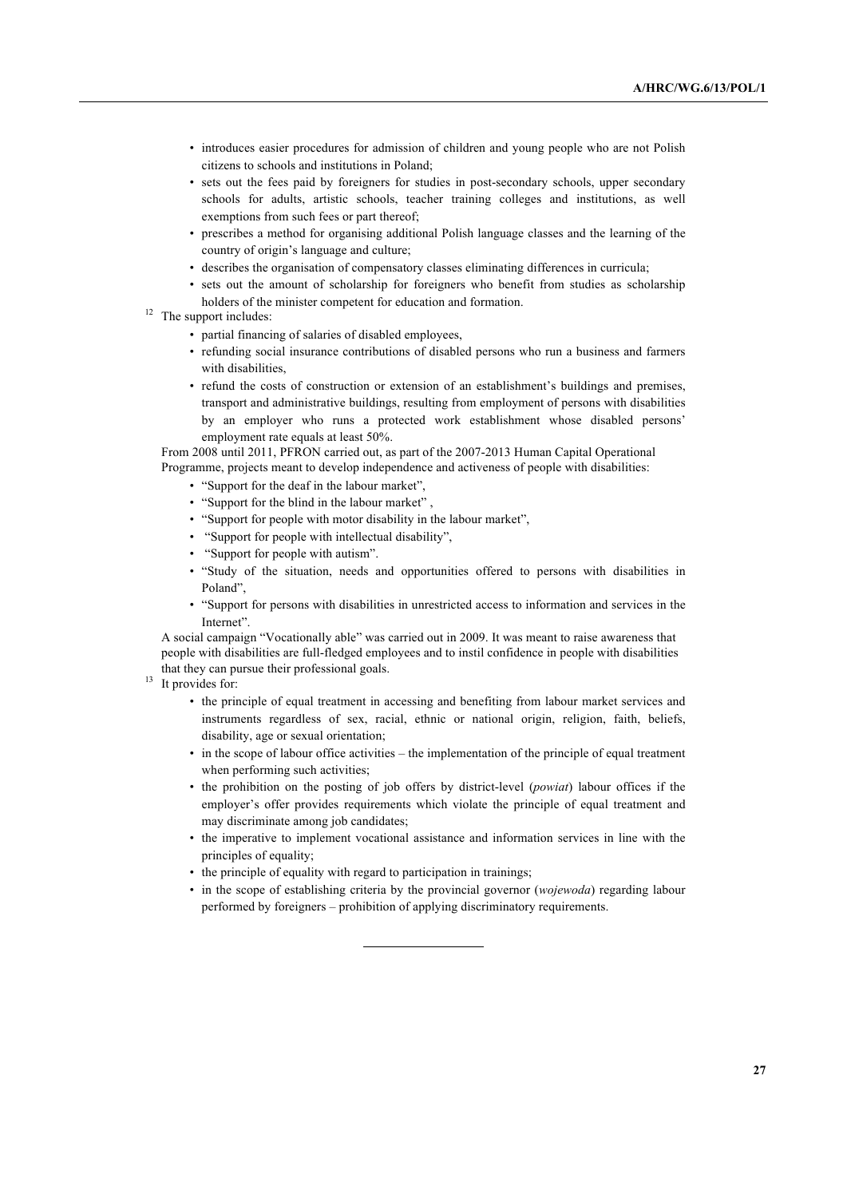- introduces easier procedures for admission of children and young people who are not Polish citizens to schools and institutions in Poland;
- sets out the fees paid by foreigners for studies in post-secondary schools, upper secondary schools for adults, artistic schools, teacher training colleges and institutions, as well exemptions from such fees or part thereof;
- prescribes a method for organising additional Polish language classes and the learning of the country of origin's language and culture;
- describes the organisation of compensatory classes eliminating differences in curricula;
- sets out the amount of scholarship for foreigners who benefit from studies as scholarship holders of the minister competent for education and formation.

[12] The support includes:

- partial financing of salaries of disabled employees,
- refunding social insurance contributions of disabled persons who run a business and farmers with disabilities,
- refund the costs of construction or extension of an establishment's buildings and premises, transport and administrative buildings, resulting from employment of persons with disabilities by an employer who runs a protected work establishment whose disabled persons' employment rate equals at least 50%.

From 2008 until 2011, PFRON carried out, as part of the 2007-2013 Human Capital Operational Programme, projects meant to develop independence and activeness of people with disabilities:

- "Support for the deaf in the labour market",
- "Support for the blind in the labour market" ,
- "Support for people with motor disability in the labour market",
- "Support for people with intellectual disability",
- "Support for people with autism".
- "Study of the situation, needs and opportunities offered to persons with disabilities in Poland",
- "Support for persons with disabilities in unrestricted access to information and services in the Internet".

A social campaign "Vocationally able" was carried out in 2009. It was meant to raise awareness that people with disabilities are full-fledged employees and to instil confidence in people with disabilities that they can pursue their professional goals.

[13] It provides for:

- the principle of equal treatment in accessing and benefiting from labour market services and instruments regardless of sex, racial, ethnic or national origin, religion, faith, beliefs, disability, age or sexual orientation;
- in the scope of labour office activities – the implementation of the principle of equal treatment when performing such activities;
- the prohibition on the posting of job offers by district-level (*powiat*) labour offices if the employer's offer provides requirements which violate the principle of equal treatment and may discriminate among job candidates;
- the imperative to implement vocational assistance and information services in line with the principles of equality;
- the principle of equality with regard to participation in trainings;
- in the scope of establishing criteria by the provincial governor (*wojewoda*) regarding labour performed by foreigners – prohibition of applying discriminatory requirements.